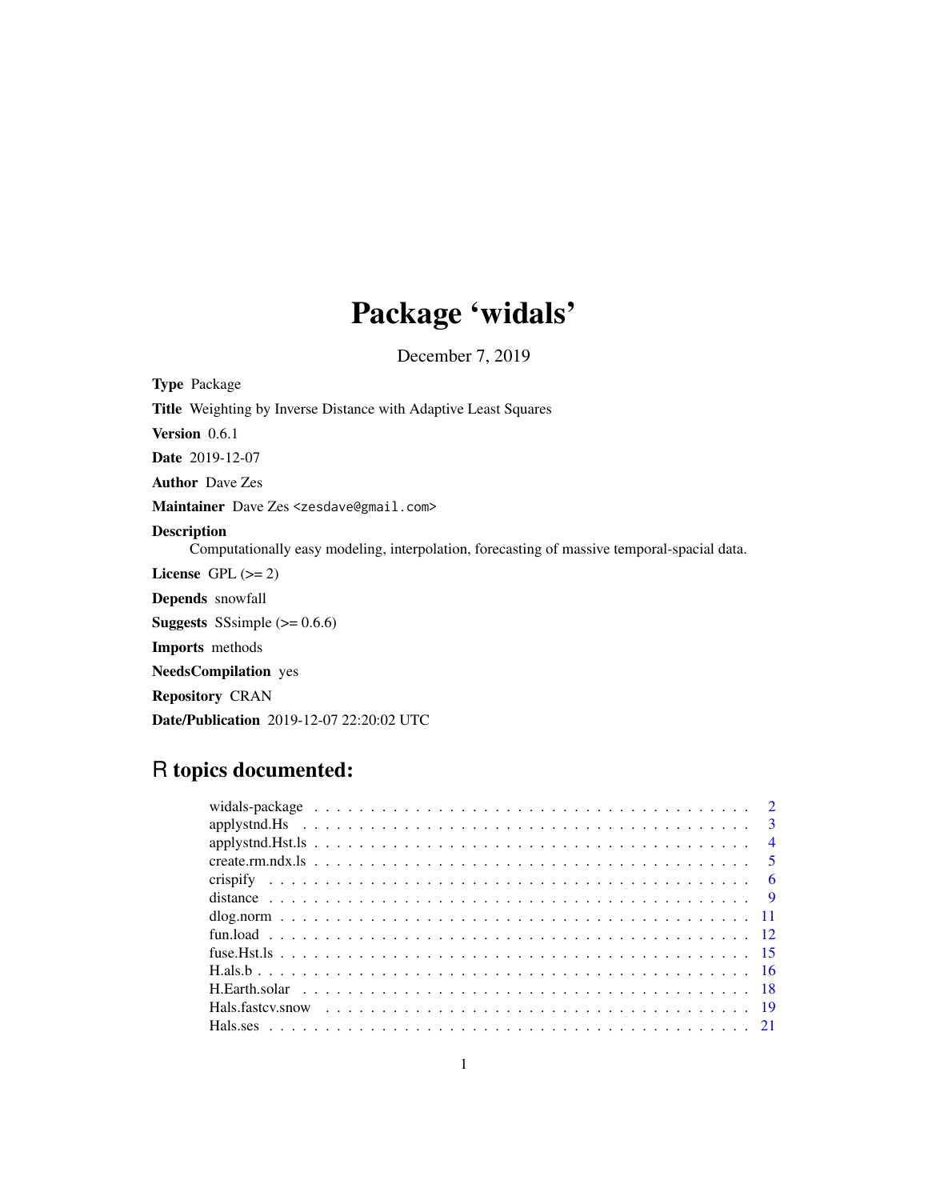# Package 'widals'

December 7, 2019

**Type** Package

**Title** Weighting by Inverse Distance with Adaptive Least Squares

**Version** 0.6.1

**Date** 2019-12-07

**Author** Dave Zes

**Maintainer** Dave Zes <zesdave@gmail.com>

**Description**
Computationally easy modeling, interpolation, forecasting of massive temporal-spacial data.

**License** GPL (>= 2)

**Depends** snowfall

**Suggests** SSsimple (>= 0.6.6)

**Imports** methods

**NeedsCompilation** yes

**Repository** CRAN

**Date/Publication** 2019-12-07 22:20:02 UTC

## R topics documented:

| | |
|---|---|
| widals-package | 2 |
| applystnd.Hs | 3 |
| applystnd.Hst.ls | 4 |
| create.rm.ndx.ls | 5 |
| crispify | 6 |
| distance | 9 |
| dlog.norm | 11 |
| fun.load | 12 |
| fuse.Hst.ls | 15 |
| H.als.b | 16 |
| H.Earth.solar | 18 |
| Hals.fastcv.snow | 19 |
| Hals.ses | 21 |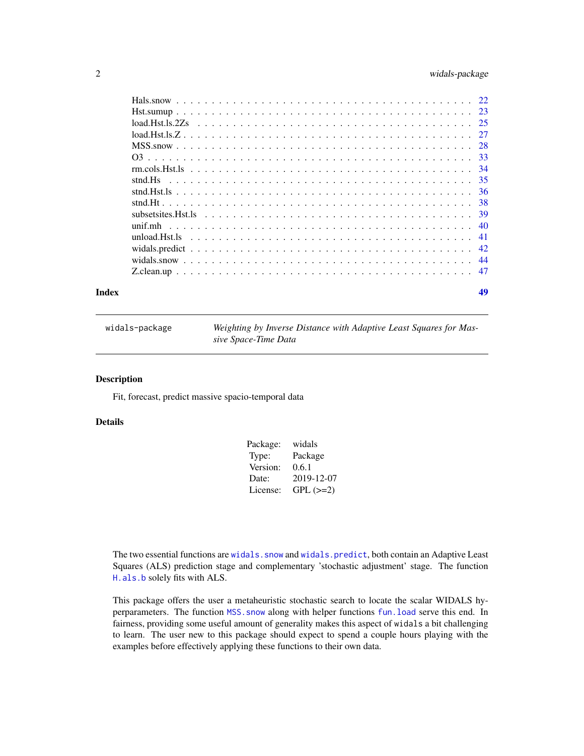| | |
|---|---|
| Hals.snow | 22 |
| Hst.sumup | 23 |
| load.Hst.ls.2Zs | 25 |
| load.Hst.ls.Z | 27 |
| MSS.snow | 28 |
| O3 | 33 |
| rm.cols.Hst.ls | 34 |
| stnd.Hs | 35 |
| stnd.Hst.ls | 36 |
| stnd.Ht | 38 |
| subsetsites.Hst.ls | 39 |
| unif.mh | 40 |
| unload.Hst.ls | 41 |
| widals.predict | 42 |
| widals.snow | 44 |
| Z.clean.up | 47 |

**Index** **49**

---

`widals-package` *Weighting by Inverse Distance with Adaptive Least Squares for Massive Space-Time Data*

---

### Description

Fit, forecast, predict massive spacio-temporal data

### Details

| | |
|---|---|
| Package: | widals |
| Type: | Package |
| Version: | 0.6.1 |
| Date: | 2019-12-07 |
| License: | GPL (>=2) |

The two essential functions are `widals.snow` and `widals.predict`, both contain an Adaptive Least Squares (ALS) prediction stage and complementary 'stochastic adjustment' stage. The function `H.als.b` solely fits with ALS.

This package offers the user a metaheuristic stochastic search to locate the scalar WIDALS hyperparameters. The function `MSS.snow` along with helper functions `fun.load` serve this end. In fairness, providing some useful amount of generality makes this aspect of `widals` a bit challenging to learn. The user new to this package should expect to spend a couple hours playing with the examples before effectively applying these functions to their own data.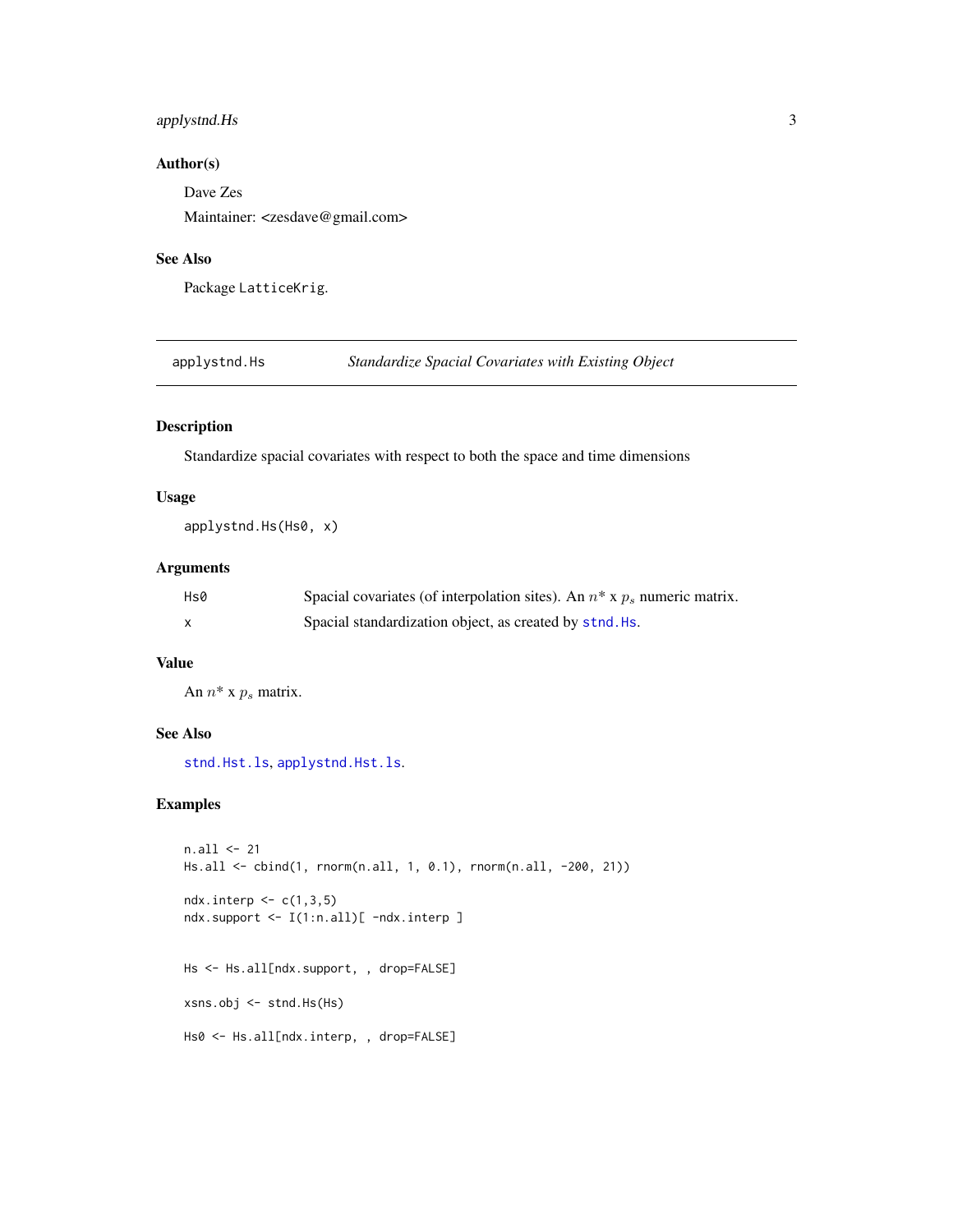## Author(s)

Dave Zes

Maintainer: <zesdave@gmail.com>

## See Also

Package LatticeKrig.

---

# applystnd.Hs — *Standardize Spacial Covariates with Existing Object*

## Description

Standardize spacial covariates with respect to both the space and time dimensions

## Usage

```
applystnd.Hs(Hs0, x)
```

## Arguments

| | |
|---|---|
| Hs0 | Spacial covariates (of interpolation sites). An $n^*$ x $p_s$ numeric matrix. |
| x | Spacial standardization object, as created by stnd.Hs. |

## Value

An $n^*$ x $p_s$ matrix.

## See Also

stnd.Hst.ls, applystnd.Hst.ls.

## Examples

```
n.all <- 21
Hs.all <- cbind(1, rnorm(n.all, 1, 0.1), rnorm(n.all, -200, 21))

ndx.interp <- c(1,3,5)
ndx.support <- I(1:n.all)[ -ndx.interp ]


Hs <- Hs.all[ndx.support, , drop=FALSE]

xsns.obj <- stnd.Hs(Hs)

Hs0 <- Hs.all[ndx.interp, , drop=FALSE]
```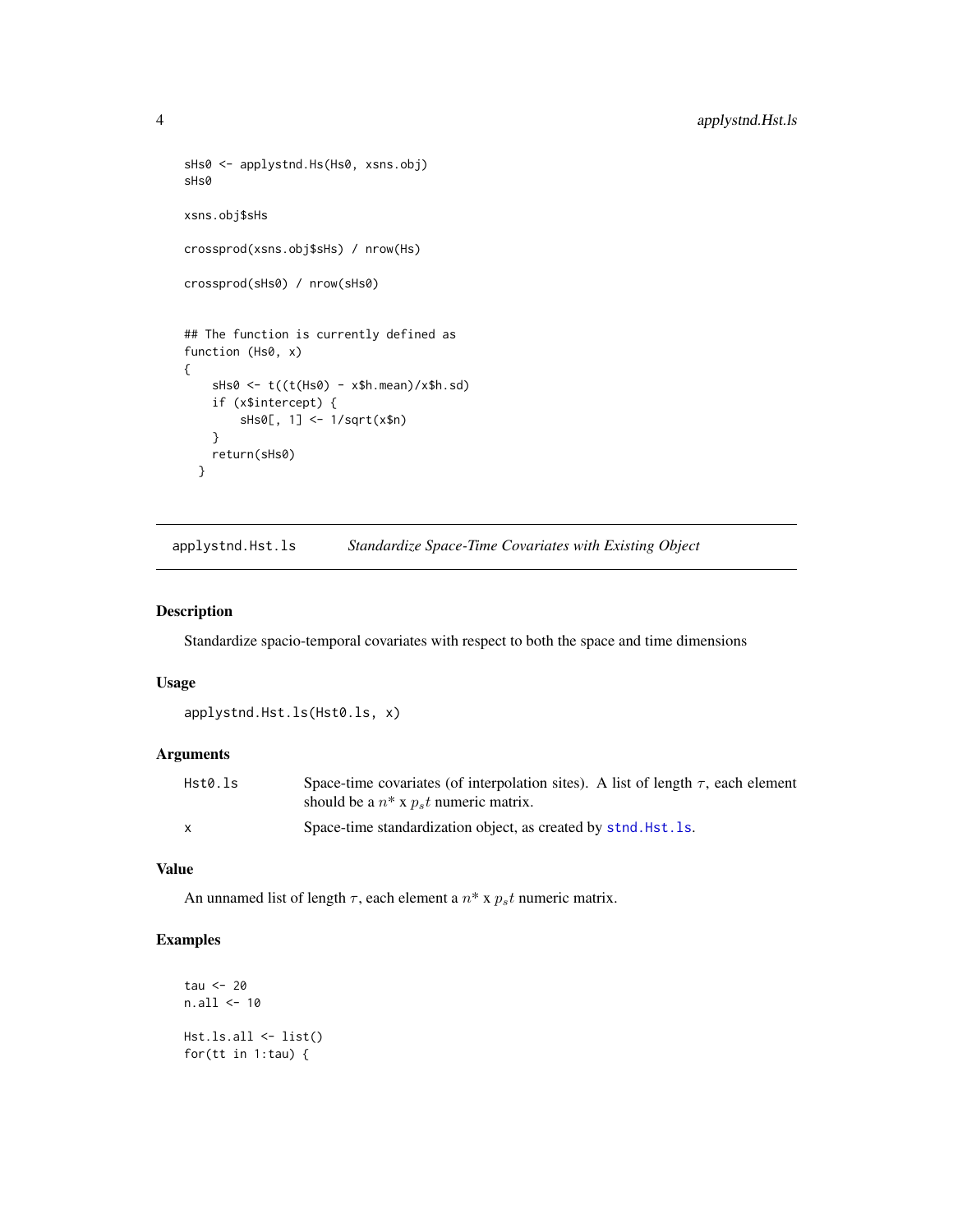```
sHs0 <- applystnd.Hs(Hs0, xsns.obj)
sHs0

xsns.obj$sHs

crossprod(xsns.obj$sHs) / nrow(Hs)

crossprod(sHs0) / nrow(sHs0)


## The function is currently defined as
function (Hs0, x)
{
    sHs0 <- t((t(Hs0) - x$h.mean)/x$h.sd)
    if (x$intercept) {
        sHs0[, 1] <- 1/sqrt(x$n)
    }
    return(sHs0)
  }
```

## applystnd.Hst.ls — *Standardize Space-Time Covariates with Existing Object*

### Description

Standardize spacio-temporal covariates with respect to both the space and time dimensions

### Usage

```
applystnd.Hst.ls(Hst0.ls, x)
```

### Arguments

| | |
|---|---|
| `Hst0.ls` | Space-time covariates (of interpolation sites). A list of length $\tau$, each element should be a $n*$ x $p_s t$ numeric matrix. |
| `x` | Space-time standardization object, as created by `stnd.Hst.ls`. |

### Value

An unnamed list of length $\tau$, each element a $n*$ x $p_s t$ numeric matrix.

### Examples

```
tau <- 20
n.all <- 10

Hst.ls.all <- list()
for(tt in 1:tau) {
```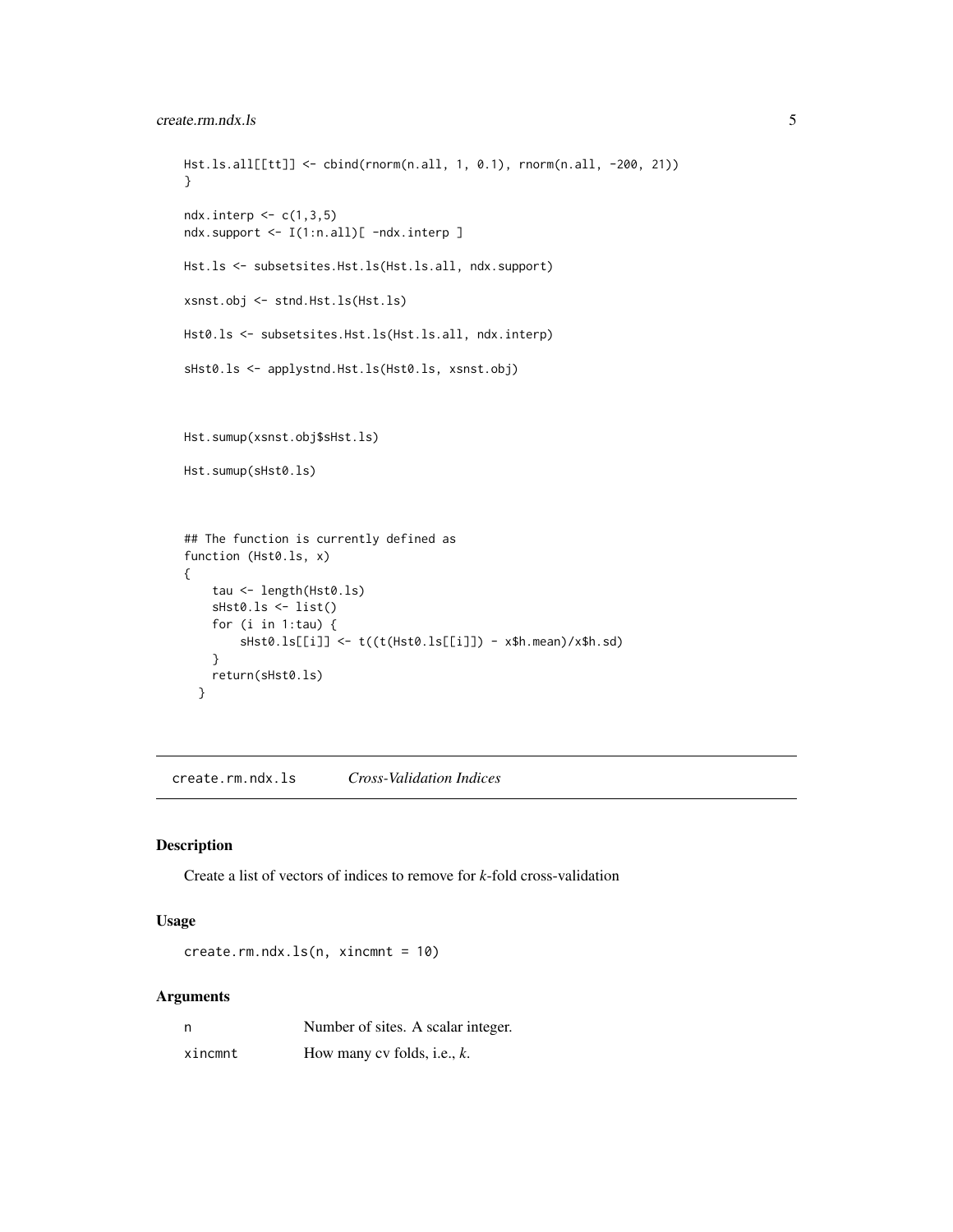```
Hst.ls.all[[tt]] <- cbind(rnorm(n.all, 1, 0.1), rnorm(n.all, -200, 21))
}

ndx.interp <- c(1,3,5)
ndx.support <- I(1:n.all)[ -ndx.interp ]

Hst.ls <- subsetsites.Hst.ls(Hst.ls.all, ndx.support)

xsnst.obj <- stnd.Hst.ls(Hst.ls)

Hst0.ls <- subsetsites.Hst.ls(Hst.ls.all, ndx.interp)

sHst0.ls <- applystnd.Hst.ls(Hst0.ls, xsnst.obj)



Hst.sumup(xsnst.obj$sHst.ls)

Hst.sumup(sHst0.ls)



## The function is currently defined as
function (Hst0.ls, x)
{
    tau <- length(Hst0.ls)
    sHst0.ls <- list()
    for (i in 1:tau) {
        sHst0.ls[[i]] <- t((t(Hst0.ls[[i]]) - x$h.mean)/x$h.sd)
    }
    return(sHst0.ls)
  }
```

---

## create.rm.ndx.ls *Cross-Validation Indices*

### Description

Create a list of vectors of indices to remove for *k*-fold cross-validation

### Usage

```
create.rm.ndx.ls(n, xincmnt = 10)
```

### Arguments

| | |
|---|---|
| n | Number of sites. A scalar integer. |
| xincmnt | How many cv folds, i.e., *k*. |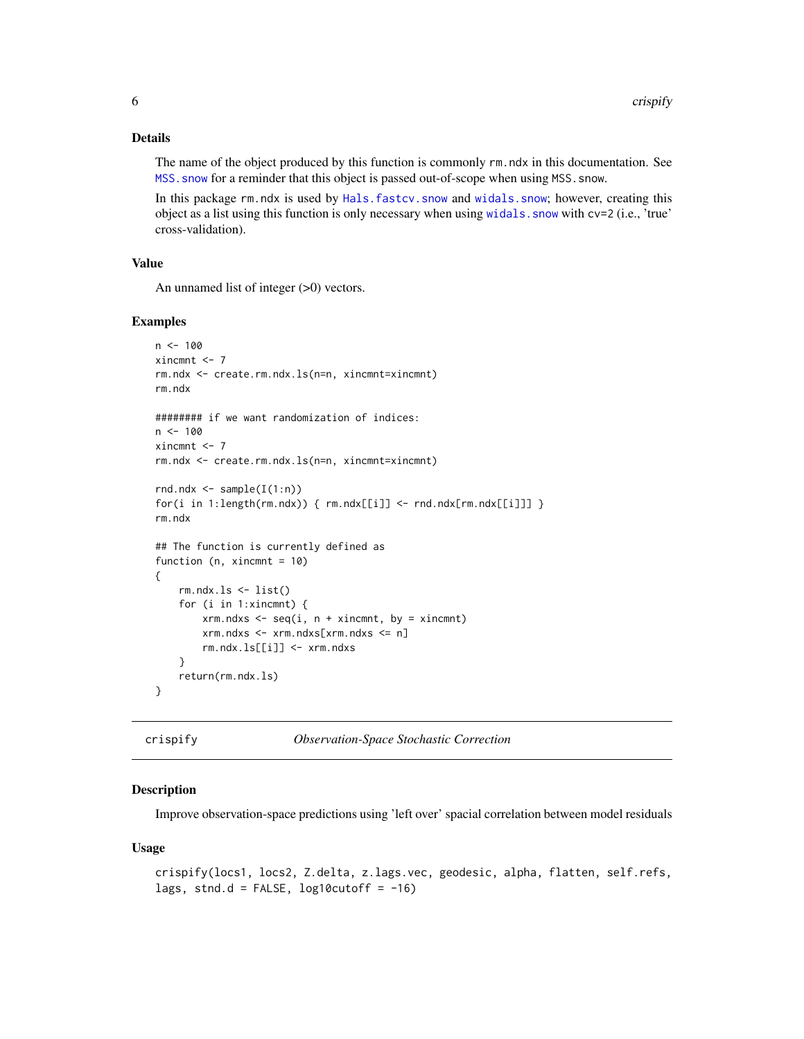### Details

The name of the object produced by this function is commonly `rm.ndx` in this documentation. See `MSS.snow` for a reminder that this object is passed out-of-scope when using `MSS.snow`.

In this package `rm.ndx` is used by `Hals.fastcv.snow` and `widals.snow`; however, creating this object as a list using this function is only necessary when using `widals.snow` with `cv=2` (i.e., 'true' cross-validation).

### Value

An unnamed list of integer (>0) vectors.

### Examples

```
n <- 100
xincmnt <- 7
rm.ndx <- create.rm.ndx.ls(n=n, xincmnt=xincmnt)
rm.ndx

######## if we want randomization of indices:
n <- 100
xincmnt <- 7
rm.ndx <- create.rm.ndx.ls(n=n, xincmnt=xincmnt)

rnd.ndx <- sample(I(1:n))
for(i in 1:length(rm.ndx)) { rm.ndx[[i]] <- rnd.ndx[rm.ndx[[i]]] }
rm.ndx

## The function is currently defined as
function (n, xincmnt = 10)
{
    rm.ndx.ls <- list()
    for (i in 1:xincmnt) {
        xrm.ndxs <- seq(i, n + xincmnt, by = xincmnt)
        xrm.ndxs <- xrm.ndxs[xrm.ndxs <= n]
        rm.ndx.ls[[i]] <- xrm.ndxs
    }
    return(rm.ndx.ls)
}
```

---

## crispify — *Observation-Space Stochastic Correction*

### Description

Improve observation-space predictions using 'left over' spacial correlation between model residuals

### Usage

```
crispify(locs1, locs2, Z.delta, z.lags.vec, geodesic, alpha, flatten, self.refs,
lags, stnd.d = FALSE, log10cutoff = -16)
```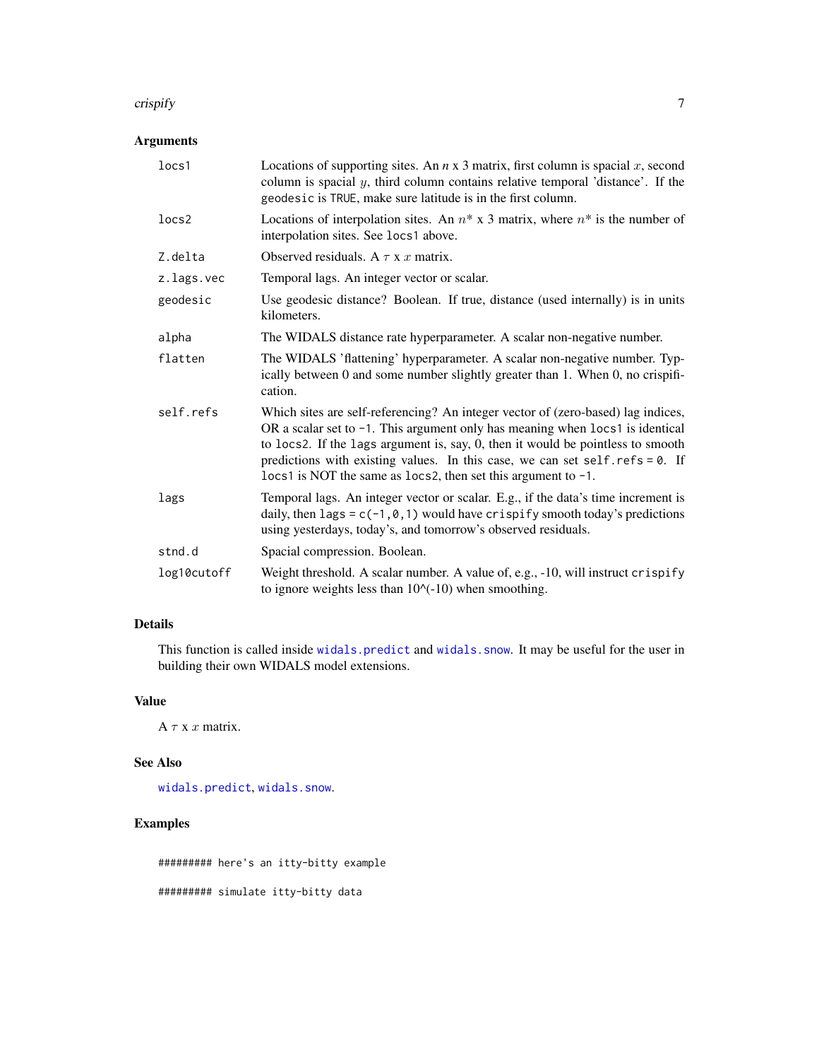## Arguments

| | |
|---|---|
| locs1 | Locations of supporting sites. An *n* x 3 matrix, first column is spacial $x$, second column is spacial $y$, third column contains relative temporal 'distance'. If the geodesic is TRUE, make sure latitude is in the first column. |
| locs2 | Locations of interpolation sites. An $n*$ x 3 matrix, where $n*$ is the number of interpolation sites. See locs1 above. |
| Z.delta | Observed residuals. A $\tau$ x $x$ matrix. |
| z.lags.vec | Temporal lags. An integer vector or scalar. |
| geodesic | Use geodesic distance? Boolean. If true, distance (used internally) is in units kilometers. |
| alpha | The WIDALS distance rate hyperparameter. A scalar non-negative number. |
| flatten | The WIDALS 'flattening' hyperparameter. A scalar non-negative number. Typically between 0 and some number slightly greater than 1. When 0, no crispification. |
| self.refs | Which sites are self-referencing? An integer vector of (zero-based) lag indices, OR a scalar set to -1. This argument only has meaning when locs1 is identical to locs2. If the lags argument is, say, 0, then it would be pointless to smooth predictions with existing values. In this case, we can set self.refs = 0. If locs1 is NOT the same as locs2, then set this argument to -1. |
| lags | Temporal lags. An integer vector or scalar. E.g., if the data's time increment is daily, then lags = c(-1,0,1) would have crispify smooth today's predictions using yesterdays, today's, and tomorrow's observed residuals. |
| stnd.d | Spacial compression. Boolean. |
| log10cutoff | Weight threshold. A scalar number. A value of, e.g., -10, will instruct crispify to ignore weights less than 10^(-10) when smoothing. |

## Details

This function is called inside widals.predict and widals.snow. It may be useful for the user in building their own WIDALS model extensions.

## Value

A $\tau$ x $x$ matrix.

## See Also

widals.predict, widals.snow.

## Examples

```
######### here's an itty-bitty example

######### simulate itty-bitty data
```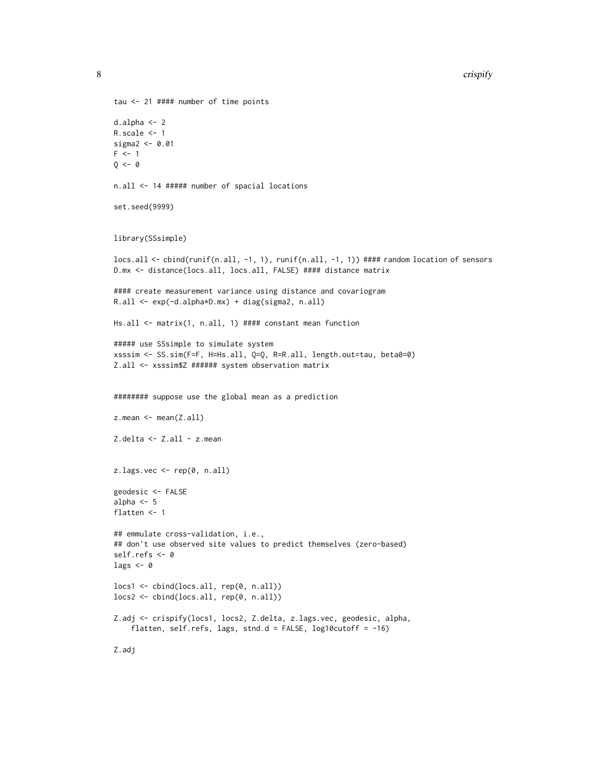```
tau <- 21 #### number of time points

d.alpha <- 2
R.scale <- 1
sigma2 <- 0.01
F <- 1
Q <- 0

n.all <- 14 ##### number of spacial locations

set.seed(9999)


library(SSsimple)

locs.all <- cbind(runif(n.all, -1, 1), runif(n.all, -1, 1)) #### random location of sensors
D.mx <- distance(locs.all, locs.all, FALSE) #### distance matrix

#### create measurement variance using distance and covariogram
R.all <- exp(-d.alpha*D.mx) + diag(sigma2, n.all)

Hs.all <- matrix(1, n.all, 1) #### constant mean function

##### use SSsimple to simulate system
xsssim <- SS.sim(F=F, H=Hs.all, Q=Q, R=R.all, length.out=tau, beta0=0)
Z.all <- xsssim$Z ###### system observation matrix


######## suppose use the global mean as a prediction

z.mean <- mean(Z.all)

Z.delta <- Z.all - z.mean


z.lags.vec <- rep(0, n.all)

geodesic <- FALSE
alpha <- 5
flatten <- 1

## emmulate cross-validation, i.e.,
## don't use observed site values to predict themselves (zero-based)
self.refs <- 0
lags <- 0

locs1 <- cbind(locs.all, rep(0, n.all))
locs2 <- cbind(locs.all, rep(0, n.all))

Z.adj <- crispify(locs1, locs2, Z.delta, z.lags.vec, geodesic, alpha,
    flatten, self.refs, lags, stnd.d = FALSE, log10cutoff = -16)

Z.adj
```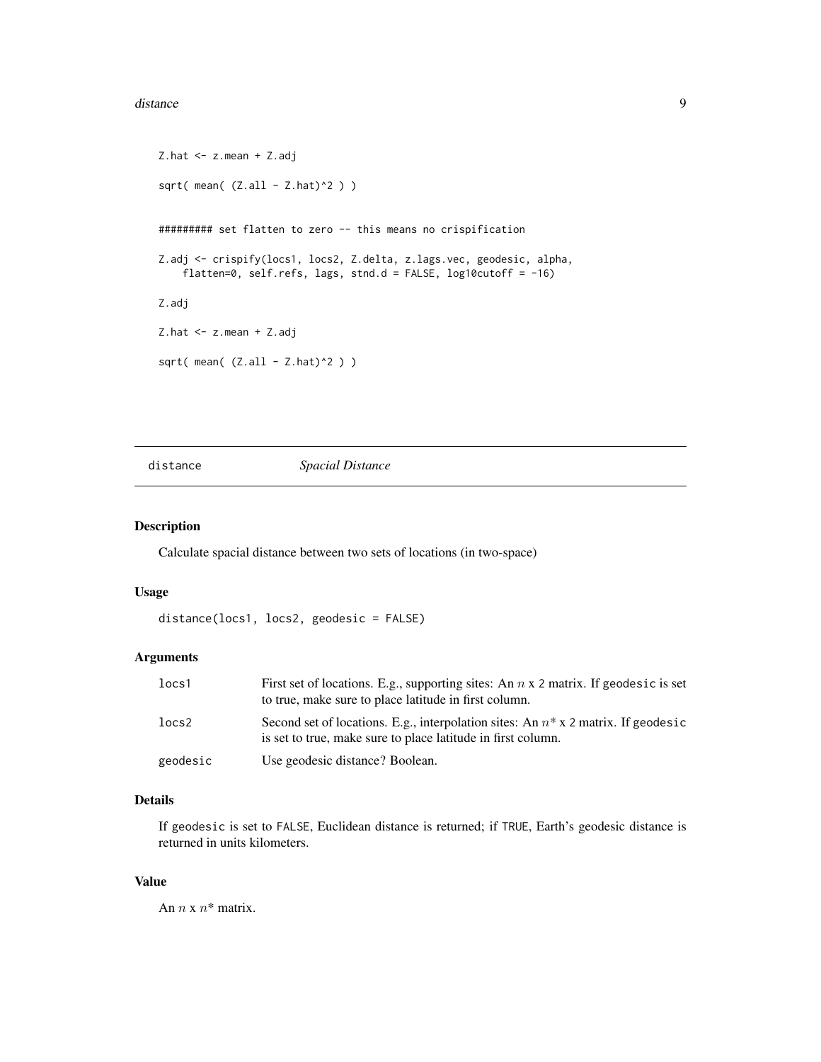```
Z.hat <- z.mean + Z.adj

sqrt( mean( (Z.all - Z.hat)^2 ) )


######### set flatten to zero -- this means no crispification

Z.adj <- crispify(locs1, locs2, Z.delta, z.lags.vec, geodesic, alpha,
    flatten=0, self.refs, lags, stnd.d = FALSE, log10cutoff = -16)

Z.adj

Z.hat <- z.mean + Z.adj

sqrt( mean( (Z.all - Z.hat)^2 ) )
```

---

## distance *Spacial Distance*

---

### Description

Calculate spacial distance between two sets of locations (in two-space)

### Usage

```
distance(locs1, locs2, geodesic = FALSE)
```

### Arguments

| | |
|---|---|
| `locs1` | First set of locations. E.g., supporting sites: An $n$ x 2 matrix. If `geodesic` is set to true, make sure to place latitude in first column. |
| `locs2` | Second set of locations. E.g., interpolation sites: An $n^*$ x 2 matrix. If `geodesic` is set to true, make sure to place latitude in first column. |
| `geodesic` | Use geodesic distance? Boolean. |

### Details

If `geodesic` is set to `FALSE`, Euclidean distance is returned; if `TRUE`, Earth's geodesic distance is returned in units kilometers.

### Value

An $n$ x $n^*$ matrix.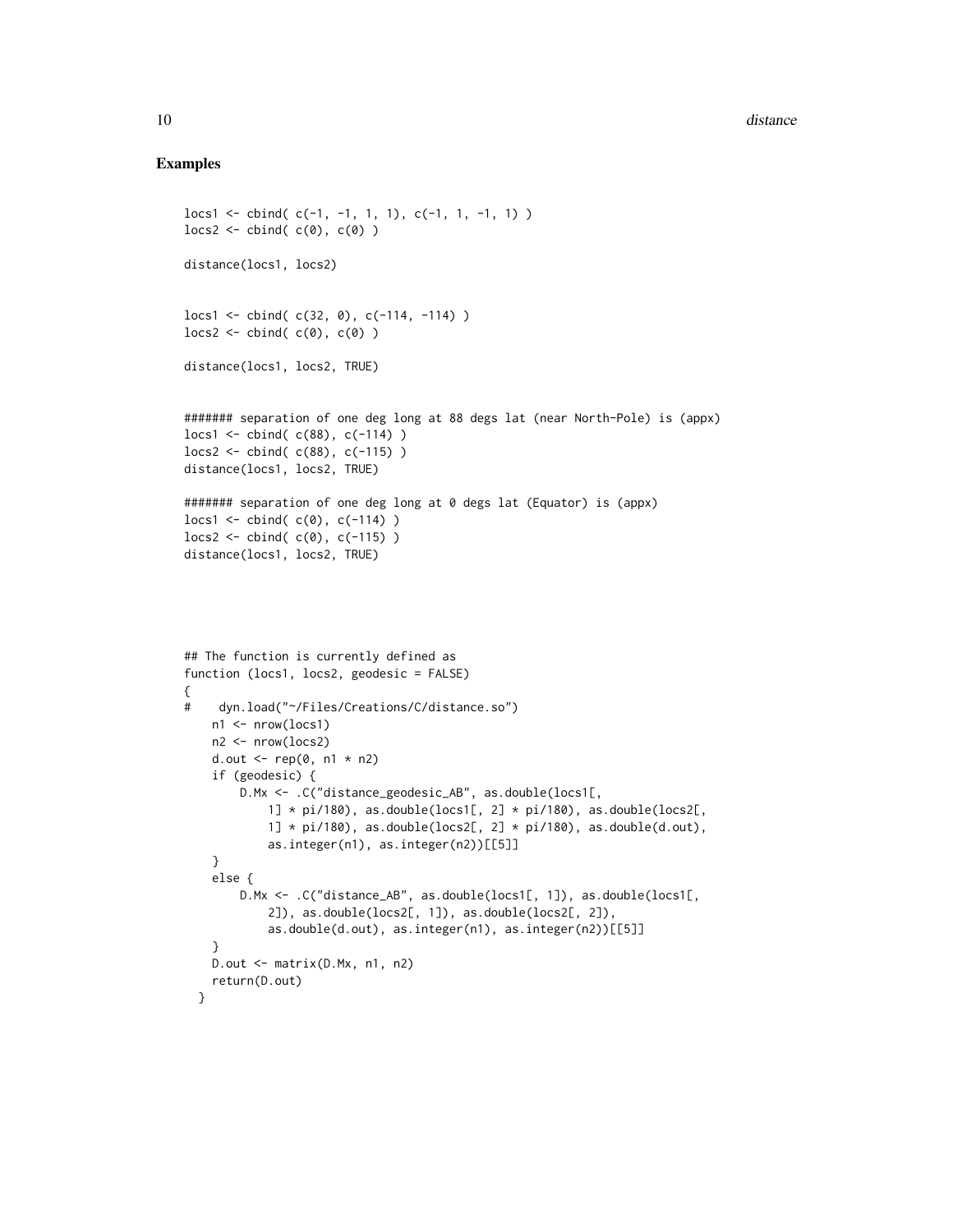## Examples

```
locs1 <- cbind( c(-1, -1, 1, 1), c(-1, 1, -1, 1) )
locs2 <- cbind( c(0), c(0) )

distance(locs1, locs2)


locs1 <- cbind( c(32, 0), c(-114, -114) )
locs2 <- cbind( c(0), c(0) )

distance(locs1, locs2, TRUE)


####### separation of one deg long at 88 degs lat (near North-Pole) is (appx)
locs1 <- cbind( c(88), c(-114) )
locs2 <- cbind( c(88), c(-115) )
distance(locs1, locs2, TRUE)

####### separation of one deg long at 0 degs lat (Equator) is (appx)
locs1 <- cbind( c(0), c(-114) )
locs2 <- cbind( c(0), c(-115) )
distance(locs1, locs2, TRUE)





## The function is currently defined as
function (locs1, locs2, geodesic = FALSE)
{
#    dyn.load("~/Files/Creations/C/distance.so")
    n1 <- nrow(locs1)
    n2 <- nrow(locs2)
    d.out <- rep(0, n1 * n2)
    if (geodesic) {
        D.Mx <- .C("distance_geodesic_AB", as.double(locs1[,
            1] * pi/180), as.double(locs1[, 2] * pi/180), as.double(locs2[,
            1] * pi/180), as.double(locs2[, 2] * pi/180), as.double(d.out),
            as.integer(n1), as.integer(n2))[[5]]
    }
    else {
        D.Mx <- .C("distance_AB", as.double(locs1[, 1]), as.double(locs1[,
            2]), as.double(locs2[, 1]), as.double(locs2[, 2]),
            as.double(d.out), as.integer(n1), as.integer(n2))[[5]]
    }
    D.out <- matrix(D.Mx, n1, n2)
    return(D.out)
  }
```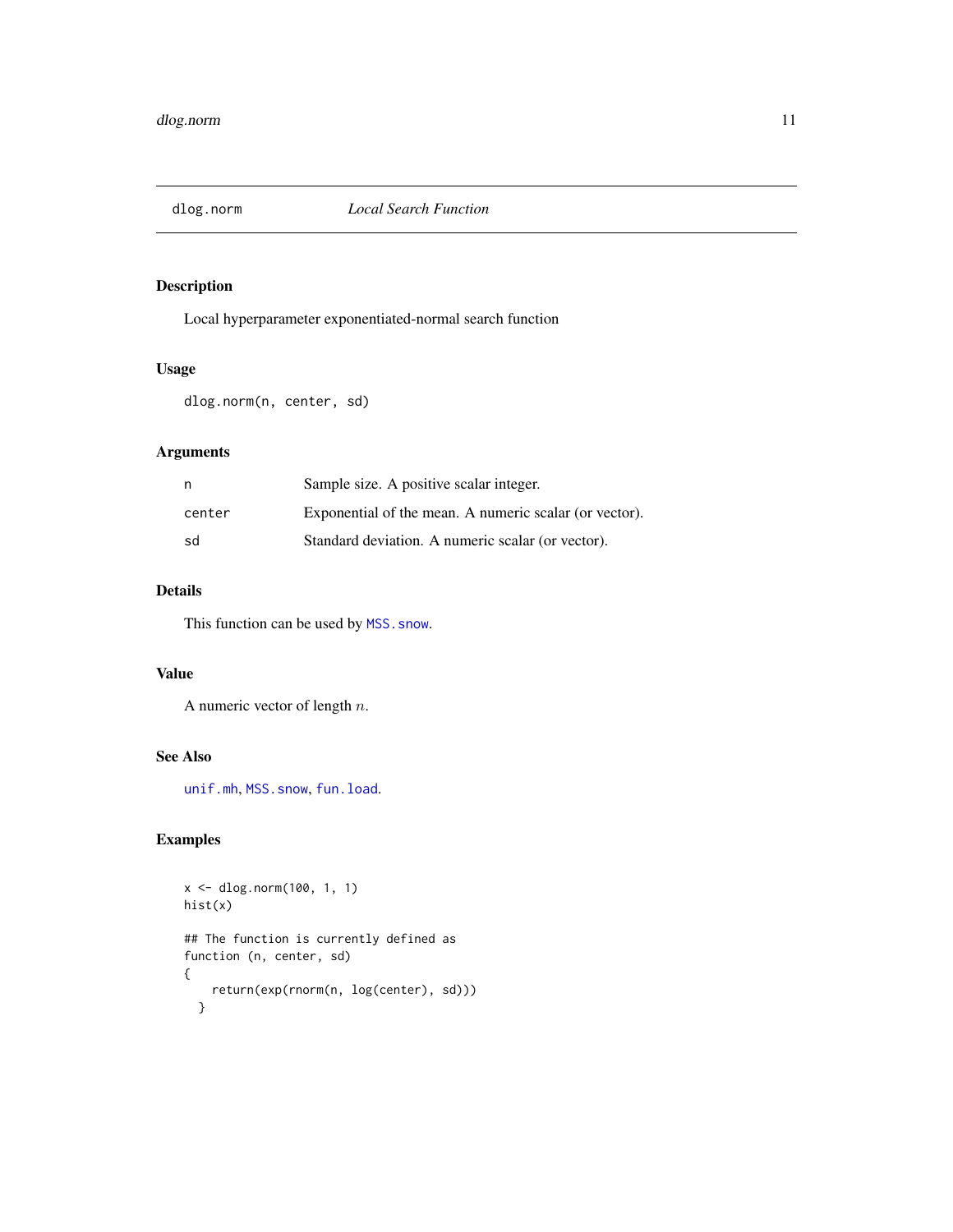# dlog.norm *Local Search Function*

## Description

Local hyperparameter exponentiated-normal search function

## Usage

```
dlog.norm(n, center, sd)
```

## Arguments

| | |
|---|---|
| `n` | Sample size. A positive scalar integer. |
| `center` | Exponential of the mean. A numeric scalar (or vector). |
| `sd` | Standard deviation. A numeric scalar (or vector). |

## Details

This function can be used by `MSS.snow`.

## Value

A numeric vector of length $n$.

## See Also

`unif.mh`, `MSS.snow`, `fun.load`.

## Examples

```
x <- dlog.norm(100, 1, 1)
hist(x)

## The function is currently defined as
function (n, center, sd)
{
    return(exp(rnorm(n, log(center), sd)))
  }
```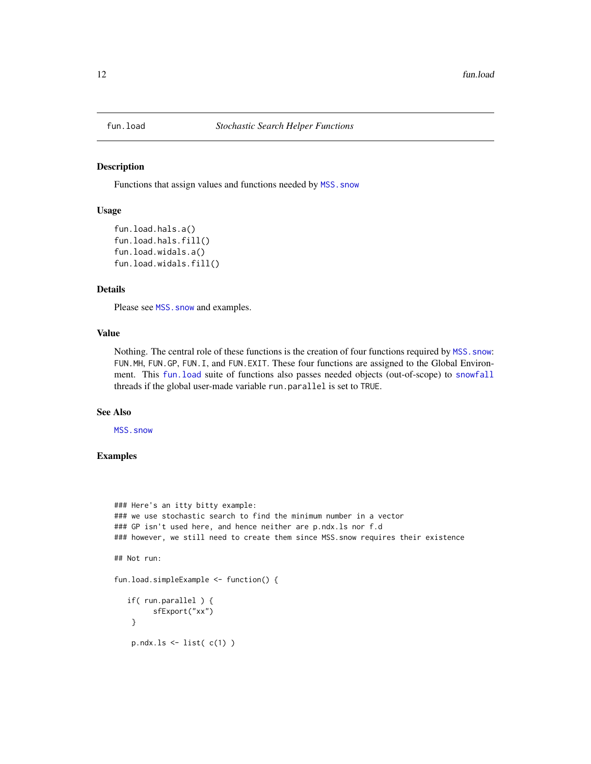# fun.load — *Stochastic Search Helper Functions*

## Description

Functions that assign values and functions needed by MSS.snow

## Usage

```
fun.load.hals.a()
fun.load.hals.fill()
fun.load.widals.a()
fun.load.widals.fill()
```

## Details

Please see MSS.snow and examples.

## Value

Nothing. The central role of these functions is the creation of four functions required by MSS.snow: FUN.MH, FUN.GP, FUN.I, and FUN.EXIT. These four functions are assigned to the Global Environment. This fun.load suite of functions also passes needed objects (out-of-scope) to snowfall threads if the global user-made variable run.parallel is set to TRUE.

## See Also

MSS.snow

## Examples

```
### Here's an itty bitty example:
### we use stochastic search to find the minimum number in a vector
### GP isn't used here, and hence neither are p.ndx.ls nor f.d
### however, we still need to create them since MSS.snow requires their existence

## Not run:

fun.load.simpleExample <- function() {

   if( run.parallel ) {
         sfExport("xx")
    }

    p.ndx.ls <- list( c(1) )
```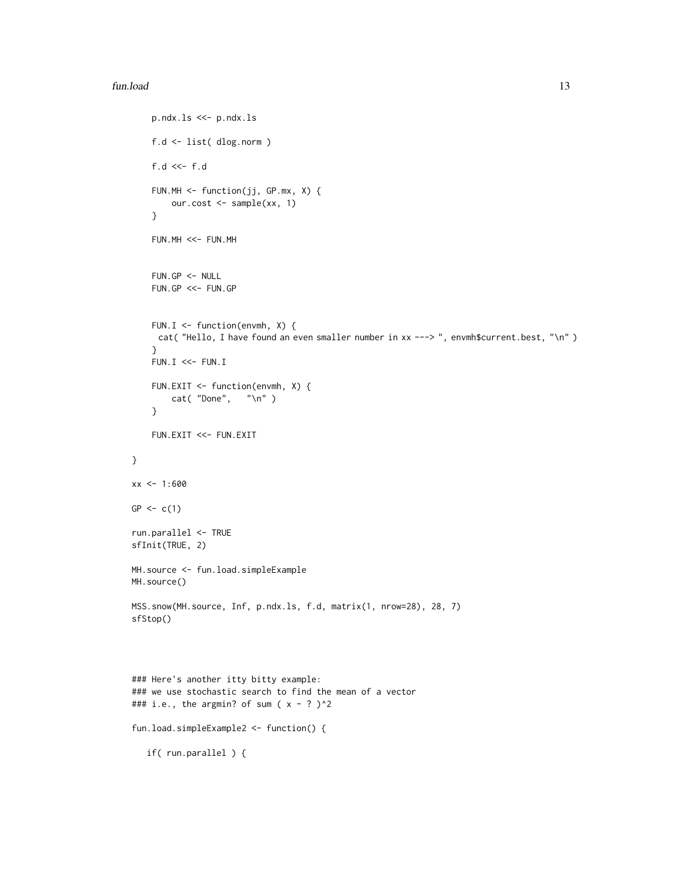```
    p.ndx.ls <<- p.ndx.ls

    f.d <- list( dlog.norm )

    f.d <<- f.d

    FUN.MH <- function(jj, GP.mx, X) {
        our.cost <- sample(xx, 1)
    }

    FUN.MH <<- FUN.MH


    FUN.GP <- NULL
    FUN.GP <<- FUN.GP


    FUN.I <- function(envmh, X) {
      cat( "Hello, I have found an even smaller number in xx ---> ", envmh$current.best, "\n" )
    }
    FUN.I <<- FUN.I

    FUN.EXIT <- function(envmh, X) {
        cat( "Done",   "\n" )
    }

    FUN.EXIT <<- FUN.EXIT

}

xx <- 1:600

GP <- c(1)

run.parallel <- TRUE
sfInit(TRUE, 2)

MH.source <- fun.load.simpleExample
MH.source()

MSS.snow(MH.source, Inf, p.ndx.ls, f.d, matrix(1, nrow=28), 28, 7)
sfStop()



### Here's another itty bitty example:
### we use stochastic search to find the mean of a vector
### i.e., the argmin? of sum ( x - ? )^2

fun.load.simpleExample2 <- function() {

   if( run.parallel ) {
```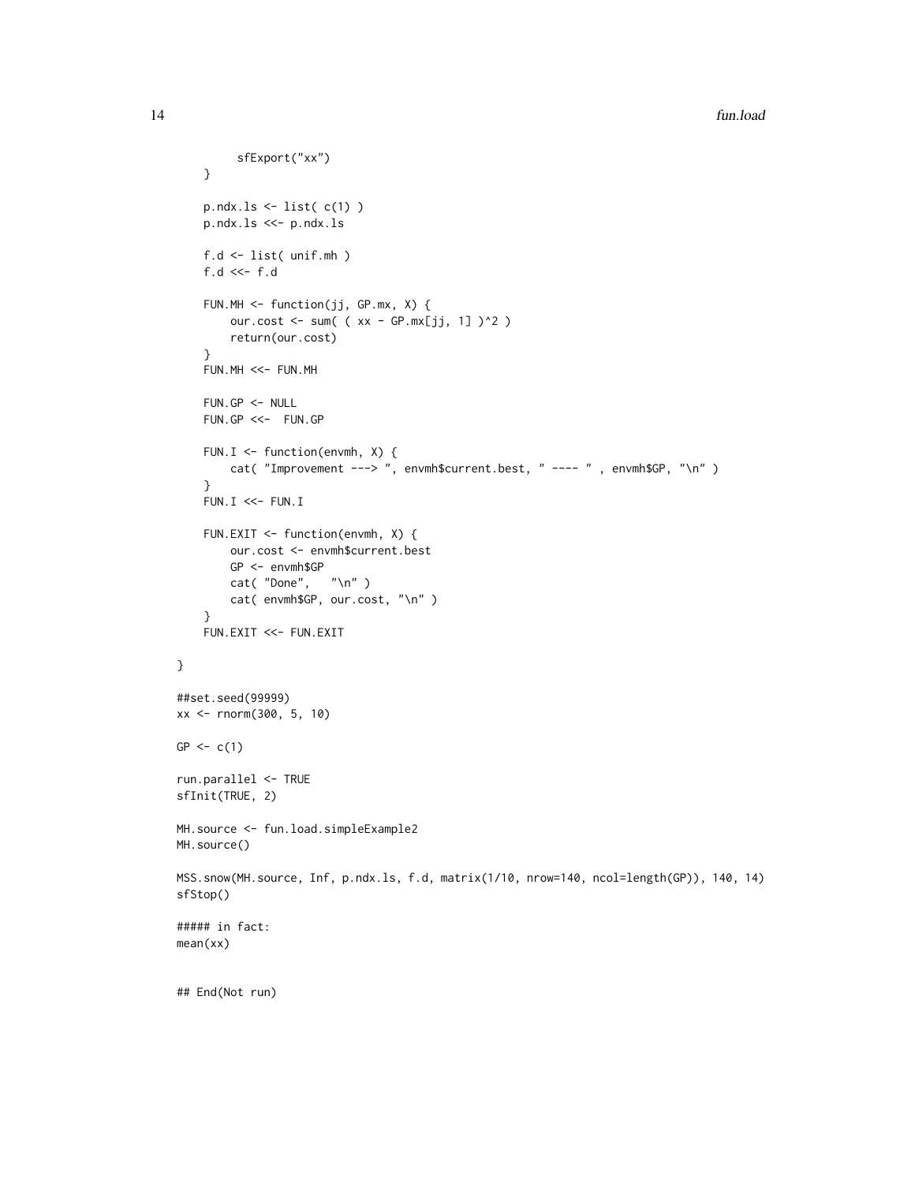```
        sfExport("xx")
    }

    p.ndx.ls <- list( c(1) )
    p.ndx.ls <<- p.ndx.ls

    f.d <- list( unif.mh )
    f.d <<- f.d

    FUN.MH <- function(jj, GP.mx, X) {
        our.cost <- sum( ( xx - GP.mx[jj, 1] )^2 )
        return(our.cost)
    }
    FUN.MH <<- FUN.MH

    FUN.GP <- NULL
    FUN.GP <<-  FUN.GP

    FUN.I <- function(envmh, X) {
        cat( "Improvement ---> ", envmh$current.best, " ---- " , envmh$GP, "\n" )
    }
    FUN.I <<- FUN.I

    FUN.EXIT <- function(envmh, X) {
        our.cost <- envmh$current.best
        GP <- envmh$GP
        cat( "Done",   "\n" )
        cat( envmh$GP, our.cost, "\n" )
    }
    FUN.EXIT <<- FUN.EXIT

}

##set.seed(99999)
xx <- rnorm(300, 5, 10)

GP <- c(1)

run.parallel <- TRUE
sfInit(TRUE, 2)

MH.source <- fun.load.simpleExample2
MH.source()

MSS.snow(MH.source, Inf, p.ndx.ls, f.d, matrix(1/10, nrow=140, ncol=length(GP)), 140, 14)
sfStop()

##### in fact:
mean(xx)


## End(Not run)
```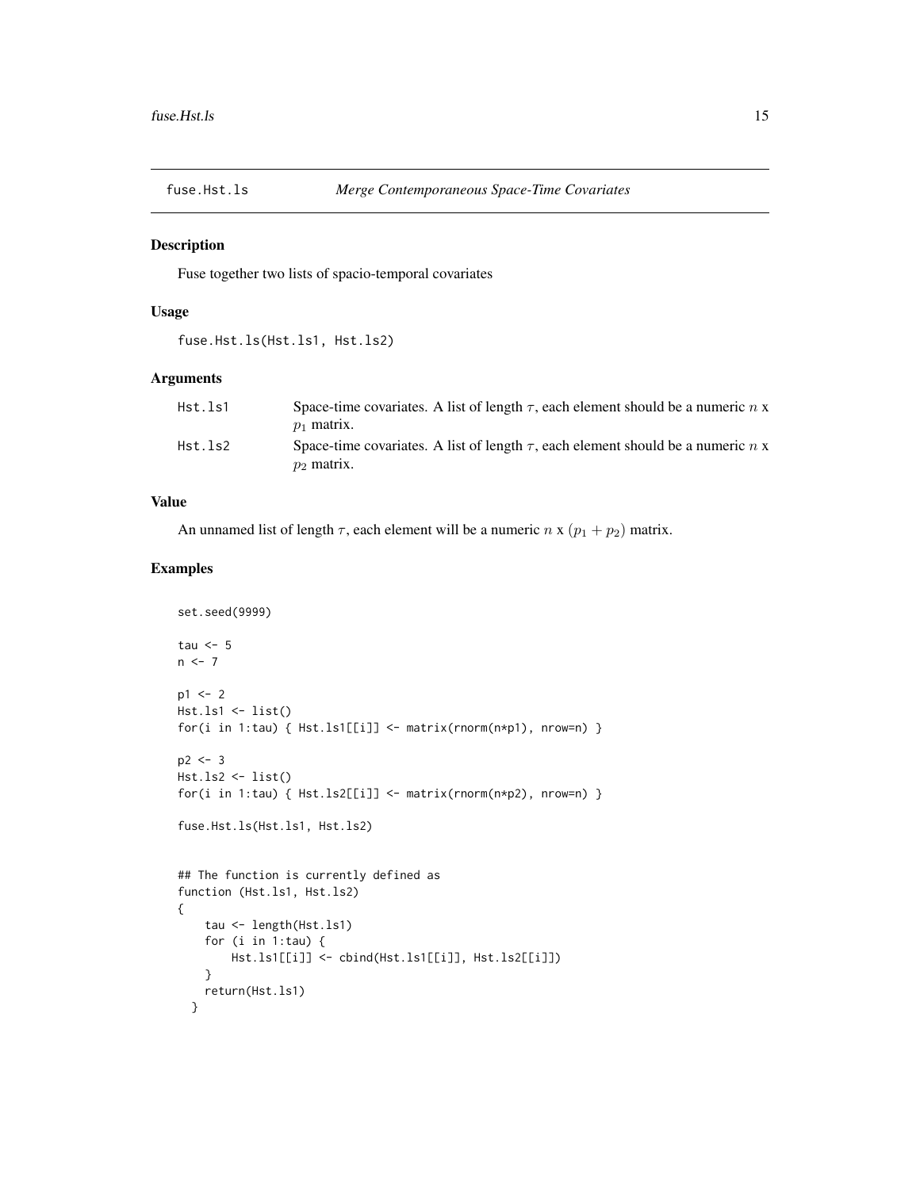## fuse.Hst.ls — *Merge Contemporaneous Space-Time Covariates*

### Description

Fuse together two lists of spacio-temporal covariates

### Usage

```
fuse.Hst.ls(Hst.ls1, Hst.ls2)
```

### Arguments

| | |
|---|---|
| Hst.ls1 | Space-time covariates. A list of length $\tau$, each element should be a numeric $n$ x $p_1$ matrix. |
| Hst.ls2 | Space-time covariates. A list of length $\tau$, each element should be a numeric $n$ x $p_2$ matrix. |

### Value

An unnamed list of length $\tau$, each element will be a numeric $n$ x $(p_1 + p_2)$ matrix.

### Examples

```
set.seed(9999)

tau <- 5
n <- 7

p1 <- 2
Hst.ls1 <- list()
for(i in 1:tau) { Hst.ls1[[i]] <- matrix(rnorm(n*p1), nrow=n) }

p2 <- 3
Hst.ls2 <- list()
for(i in 1:tau) { Hst.ls2[[i]] <- matrix(rnorm(n*p2), nrow=n) }

fuse.Hst.ls(Hst.ls1, Hst.ls2)


## The function is currently defined as
function (Hst.ls1, Hst.ls2)
{
    tau <- length(Hst.ls1)
    for (i in 1:tau) {
        Hst.ls1[[i]] <- cbind(Hst.ls1[[i]], Hst.ls2[[i]])
    }
    return(Hst.ls1)
  }
```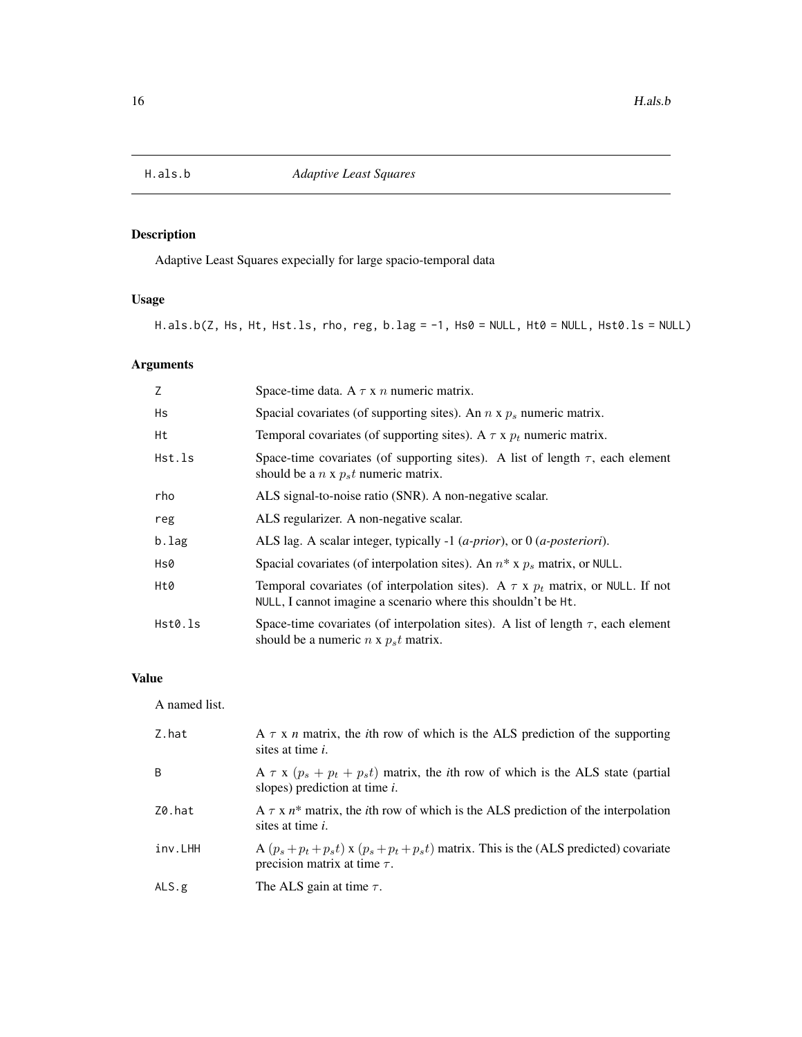# H.als.b — *Adaptive Least Squares*

## Description

Adaptive Least Squares expecially for large spacio-temporal data

## Usage

```
H.als.b(Z, Hs, Ht, Hst.ls, rho, reg, b.lag = -1, Hs0 = NULL, Ht0 = NULL, Hst0.ls = NULL)
```

## Arguments

| | |
|---|---|
| Z | Space-time data. A $\tau$ x $n$ numeric matrix. |
| Hs | Spacial covariates (of supporting sites). An $n$ x $p_s$ numeric matrix. |
| Ht | Temporal covariates (of supporting sites). A $\tau$ x $p_t$ numeric matrix. |
| Hst.ls | Space-time covariates (of supporting sites). A list of length $\tau$, each element should be a $n$ x $p_st$ numeric matrix. |
| rho | ALS signal-to-noise ratio (SNR). A non-negative scalar. |
| reg | ALS regularizer. A non-negative scalar. |
| b.lag | ALS lag. A scalar integer, typically -1 (*a-prior*), or 0 (*a-posteriori*). |
| Hs0 | Spacial covariates (of interpolation sites). An $n$* x $p_s$ matrix, or NULL. |
| Ht0 | Temporal covariates (of interpolation sites). A $\tau$ x $p_t$ matrix, or NULL. If not NULL, I cannot imagine a scenario where this shouldn't be Ht. |
| Hst0.ls | Space-time covariates (of interpolation sites). A list of length $\tau$, each element should be a numeric $n$ x $p_st$ matrix. |

## Value

A named list.

| | |
|---|---|
| Z.hat | A $\tau$ x *n* matrix, the *i*th row of which is the ALS prediction of the supporting sites at time *i*. |
| B | A $\tau$ x $(p_s + p_t + p_st)$ matrix, the *i*th row of which is the ALS state (partial slopes) prediction at time *i*. |
| Z0.hat | A $\tau$ x *n** matrix, the *i*th row of which is the ALS prediction of the interpolation sites at time *i*. |
| inv.LHH | A $(p_s+p_t+p_st)$ x $(p_s+p_t+p_st)$ matrix. This is the (ALS predicted) covariate precision matrix at time $\tau$. |
| ALS.g | The ALS gain at time $\tau$. |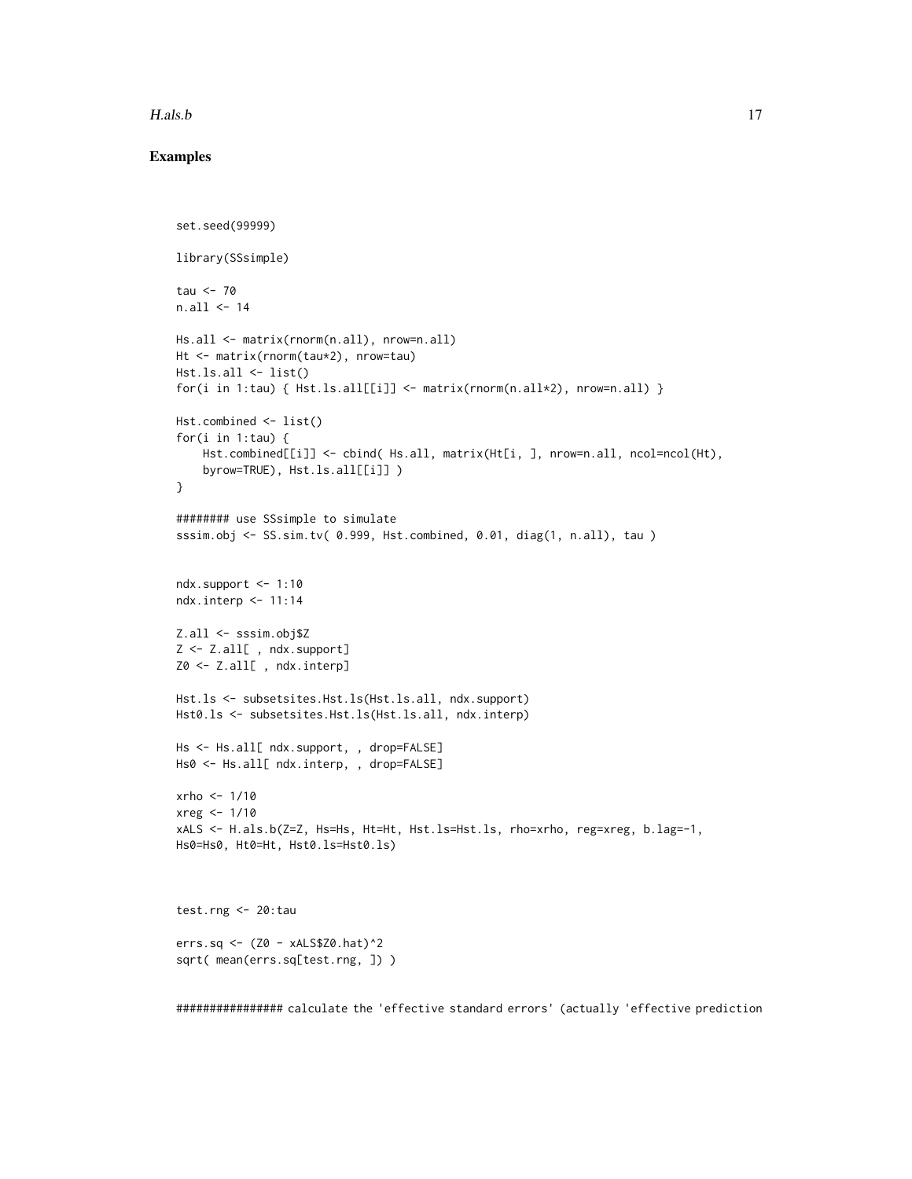## Examples

```
set.seed(99999)

library(SSsimple)

tau <- 70
n.all <- 14

Hs.all <- matrix(rnorm(n.all), nrow=n.all)
Ht <- matrix(rnorm(tau*2), nrow=tau)
Hst.ls.all <- list()
for(i in 1:tau) { Hst.ls.all[[i]] <- matrix(rnorm(n.all*2), nrow=n.all) }

Hst.combined <- list()
for(i in 1:tau) {
    Hst.combined[[i]] <- cbind( Hs.all, matrix(Ht[i, ], nrow=n.all, ncol=ncol(Ht),
    byrow=TRUE), Hst.ls.all[[i]] )
}

######## use SSsimple to simulate
sssim.obj <- SS.sim.tv( 0.999, Hst.combined, 0.01, diag(1, n.all), tau )


ndx.support <- 1:10
ndx.interp <- 11:14

Z.all <- sssim.obj$Z
Z <- Z.all[ , ndx.support]
Z0 <- Z.all[ , ndx.interp]

Hst.ls <- subsetsites.Hst.ls(Hst.ls.all, ndx.support)
Hst0.ls <- subsetsites.Hst.ls(Hst.ls.all, ndx.interp)

Hs <- Hs.all[ ndx.support, , drop=FALSE]
Hs0 <- Hs.all[ ndx.interp, , drop=FALSE]

xrho <- 1/10
xreg <- 1/10
xALS <- H.als.b(Z=Z, Hs=Hs, Ht=Ht, Hst.ls=Hst.ls, rho=xrho, reg=xreg, b.lag=-1,
Hs0=Hs0, Ht0=Ht, Hst0.ls=Hst0.ls)



test.rng <- 20:tau

errs.sq <- (Z0 - xALS$Z0.hat)^2
sqrt( mean(errs.sq[test.rng, ]) )


################ calculate the 'effective standard errors' (actually 'effective prediction
```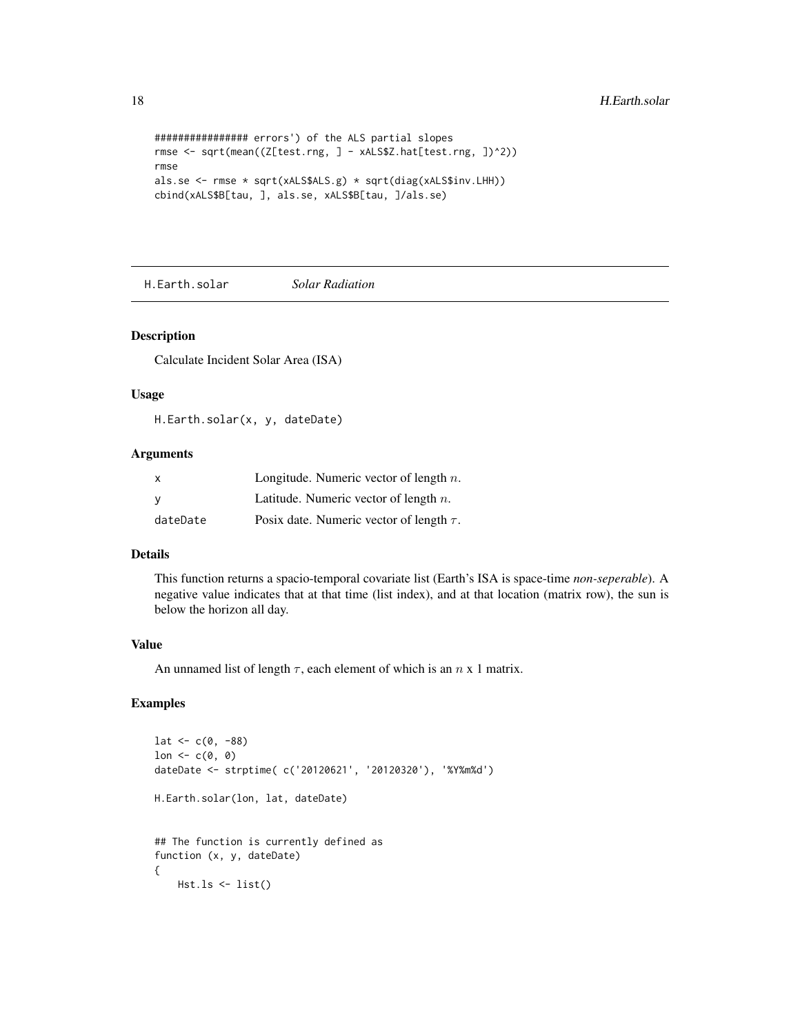```
################ errors') of the ALS partial slopes
rmse <- sqrt(mean((Z[test.rng, ] - xALS$Z.hat[test.rng, ])^2))
rmse
als.se <- rmse * sqrt(xALS$ALS.g) * sqrt(diag(xALS$inv.LHH))
cbind(xALS$B[tau, ], als.se, xALS$B[tau, ]/als.se)
```

---

## H.Earth.solar *Solar Radiation*

### Description

Calculate Incident Solar Area (ISA)

### Usage

```
H.Earth.solar(x, y, dateDate)
```

### Arguments

| | |
|---|---|
| x | Longitude. Numeric vector of length $n$. |
| y | Latitude. Numeric vector of length $n$. |
| dateDate | Posix date. Numeric vector of length $\tau$. |

### Details

This function returns a spacio-temporal covariate list (Earth's ISA is space-time *non-seperable*). A negative value indicates that at that time (list index), and at that location (matrix row), the sun is below the horizon all day.

### Value

An unnamed list of length $\tau$, each element of which is an $n$ x 1 matrix.

### Examples

```
lat <- c(0, -88)
lon <- c(0, 0)
dateDate <- strptime( c('20120621', '20120320'), '%Y%m%d')

H.Earth.solar(lon, lat, dateDate)


## The function is currently defined as
function (x, y, dateDate)
{
    Hst.ls <- list()
```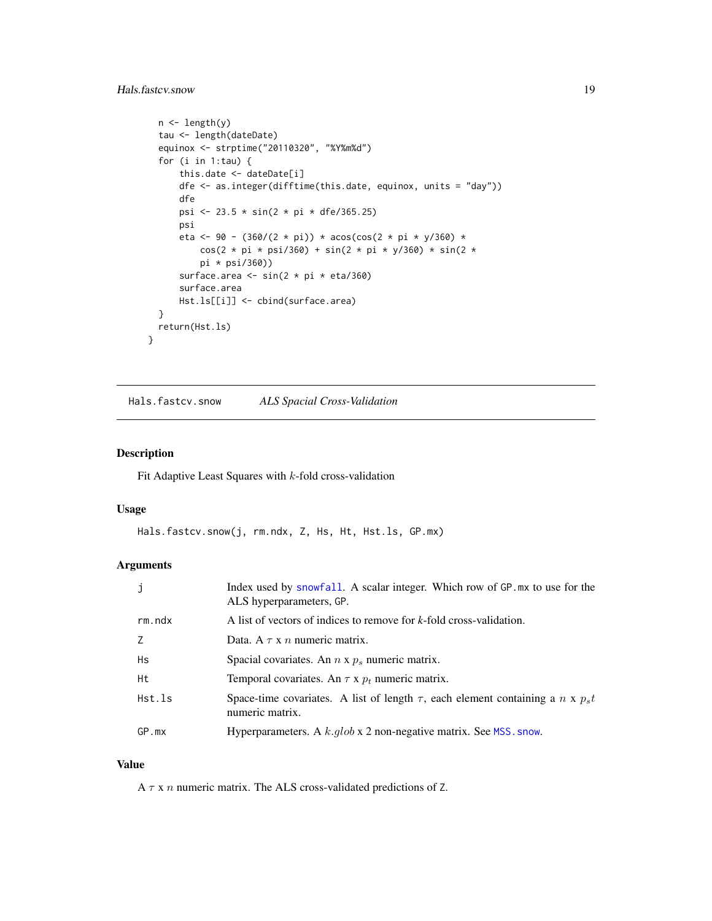```
  n <- length(y)
  tau <- length(dateDate)
  equinox <- strptime("20110320", "%Y%m%d")
  for (i in 1:tau) {
      this.date <- dateDate[i]
      dfe <- as.integer(difftime(this.date, equinox, units = "day"))
      dfe
      psi <- 23.5 * sin(2 * pi * dfe/365.25)
      psi
      eta <- 90 - (360/(2 * pi)) * acos(cos(2 * pi * y/360) *
          cos(2 * pi * psi/360) + sin(2 * pi * y/360) * sin(2 *
          pi * psi/360))
      surface.area <- sin(2 * pi * eta/360)
      surface.area
      Hst.ls[[i]] <- cbind(surface.area)
  }
  return(Hst.ls)
}
```

## Hals.fastcv.snow — *ALS Spacial Cross-Validation*

### Description

Fit Adaptive Least Squares with $k$-fold cross-validation

### Usage

```
Hals.fastcv.snow(j, rm.ndx, Z, Hs, Ht, Hst.ls, GP.mx)
```

### Arguments

| | |
|---|---|
| `j` | Index used by `snowfall`. A scalar integer. Which row of `GP.mx` to use for the ALS hyperparameters, `GP`. |
| `rm.ndx` | A list of vectors of indices to remove for *k*-fold cross-validation. |
| `Z` | Data. A $\tau$ x $n$ numeric matrix. |
| `Hs` | Spacial covariates. An $n$ x $p_s$ numeric matrix. |
| `Ht` | Temporal covariates. An $\tau$ x $p_t$ numeric matrix. |
| `Hst.ls` | Space-time covariates. A list of length $\tau$, each element containing a $n$ x $p_s t$ numeric matrix. |
| `GP.mx` | Hyperparameters. A $k.glob$ x 2 non-negative matrix. See `MSS.snow`. |

### Value

A $\tau$ x $n$ numeric matrix. The ALS cross-validated predictions of `Z`.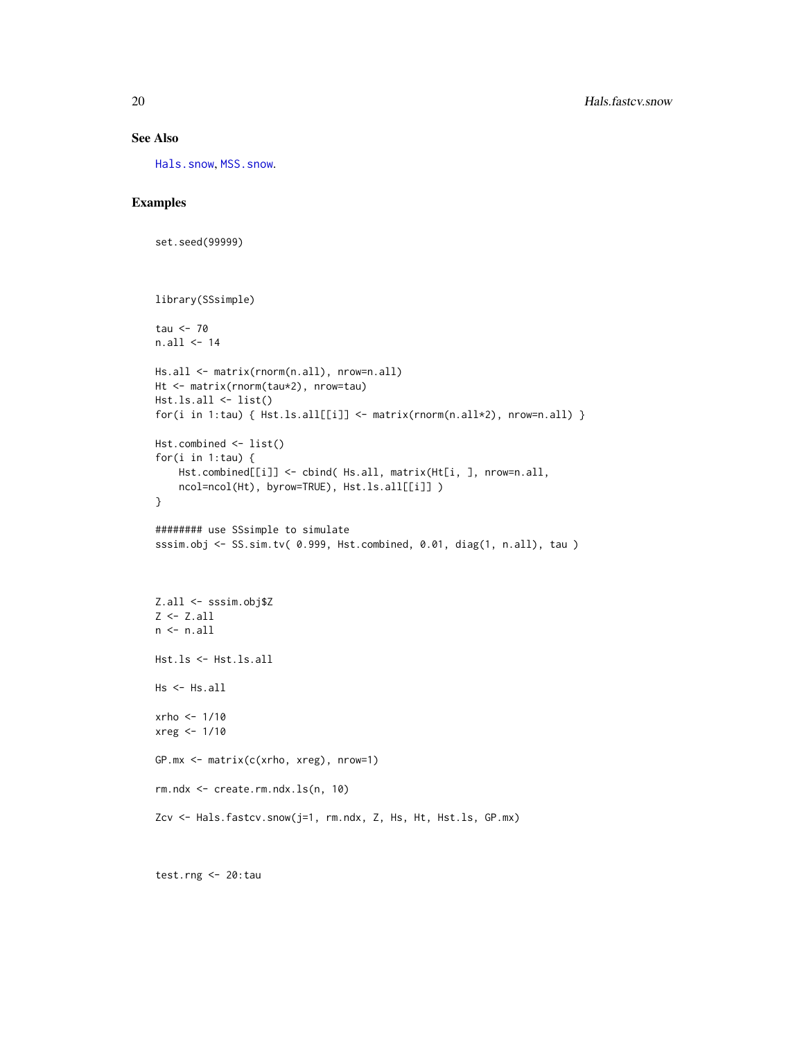## See Also

Hals.snow, MSS.snow.

## Examples

```
set.seed(99999)



library(SSsimple)

tau <- 70
n.all <- 14

Hs.all <- matrix(rnorm(n.all), nrow=n.all)
Ht <- matrix(rnorm(tau*2), nrow=tau)
Hst.ls.all <- list()
for(i in 1:tau) { Hst.ls.all[[i]] <- matrix(rnorm(n.all*2), nrow=n.all) }

Hst.combined <- list()
for(i in 1:tau) {
    Hst.combined[[i]] <- cbind( Hs.all, matrix(Ht[i, ], nrow=n.all,
    ncol=ncol(Ht), byrow=TRUE), Hst.ls.all[[i]] )
}

######## use SSsimple to simulate
sssim.obj <- SS.sim.tv( 0.999, Hst.combined, 0.01, diag(1, n.all), tau )



Z.all <- sssim.obj$Z
Z <- Z.all
n <- n.all

Hst.ls <- Hst.ls.all

Hs <- Hs.all

xrho <- 1/10
xreg <- 1/10

GP.mx <- matrix(c(xrho, xreg), nrow=1)

rm.ndx <- create.rm.ndx.ls(n, 10)

Zcv <- Hals.fastcv.snow(j=1, rm.ndx, Z, Hs, Ht, Hst.ls, GP.mx)



test.rng <- 20:tau
```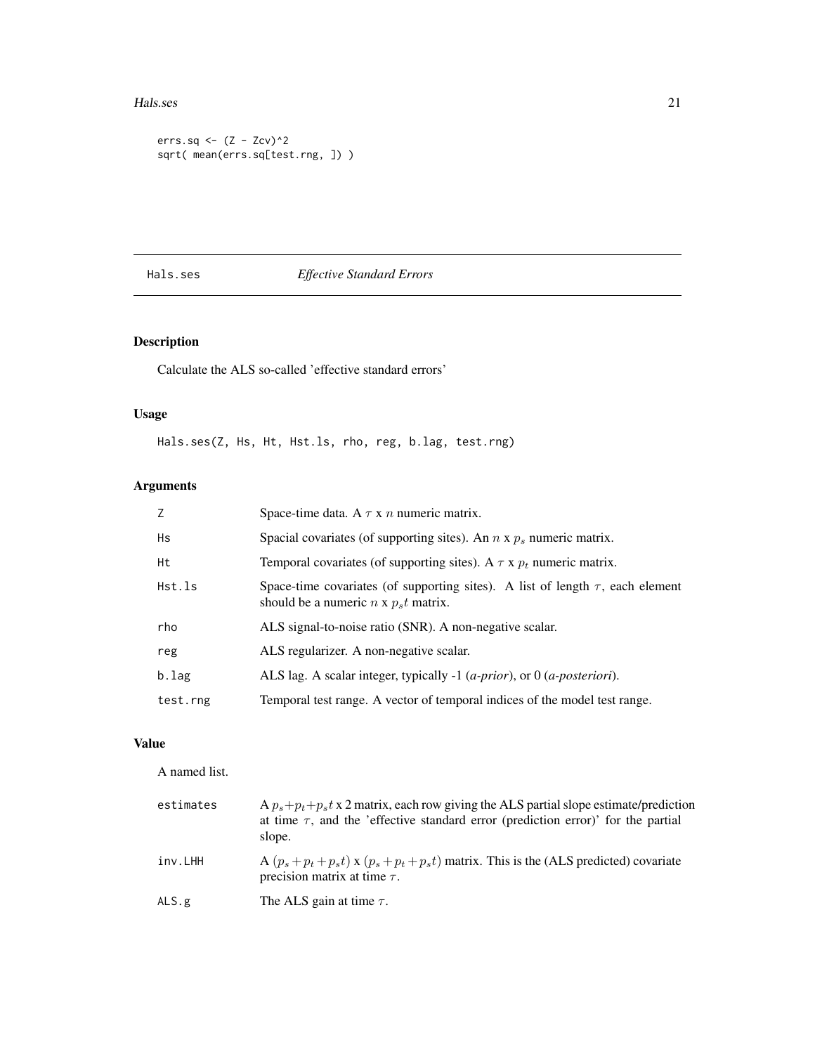```
errs.sq <- (Z - Zcv)^2
sqrt( mean(errs.sq[test.rng, ]) )
```

---

Hals.ses    *Effective Standard Errors*

---

## Description

Calculate the ALS so-called 'effective standard errors'

## Usage

```
Hals.ses(Z, Hs, Ht, Hst.ls, rho, reg, b.lag, test.rng)
```

## Arguments

| | |
|---|---|
| Z | Space-time data. A $\tau$ x $n$ numeric matrix. |
| Hs | Spacial covariates (of supporting sites). An $n$ x $p_s$ numeric matrix. |
| Ht | Temporal covariates (of supporting sites). A $\tau$ x $p_t$ numeric matrix. |
| Hst.ls | Space-time covariates (of supporting sites). A list of length $\tau$, each element should be a numeric $n$ x $p_st$ matrix. |
| rho | ALS signal-to-noise ratio (SNR). A non-negative scalar. |
| reg | ALS regularizer. A non-negative scalar. |
| b.lag | ALS lag. A scalar integer, typically -1 (*a-prior*), or 0 (*a-posteriori*). |
| test.rng | Temporal test range. A vector of temporal indices of the model test range. |

## Value

A named list.

| | |
|---|---|
| estimates | A $p_s + p_t + p_st$ x 2 matrix, each row giving the ALS partial slope estimate/prediction at time $\tau$, and the 'effective standard error (prediction error)' for the partial slope. |
| inv.LHH | A $(p_s + p_t + p_st)$ x $(p_s + p_t + p_st)$ matrix. This is the (ALS predicted) covariate precision matrix at time $\tau$. |
| ALS.g | The ALS gain at time $\tau$. |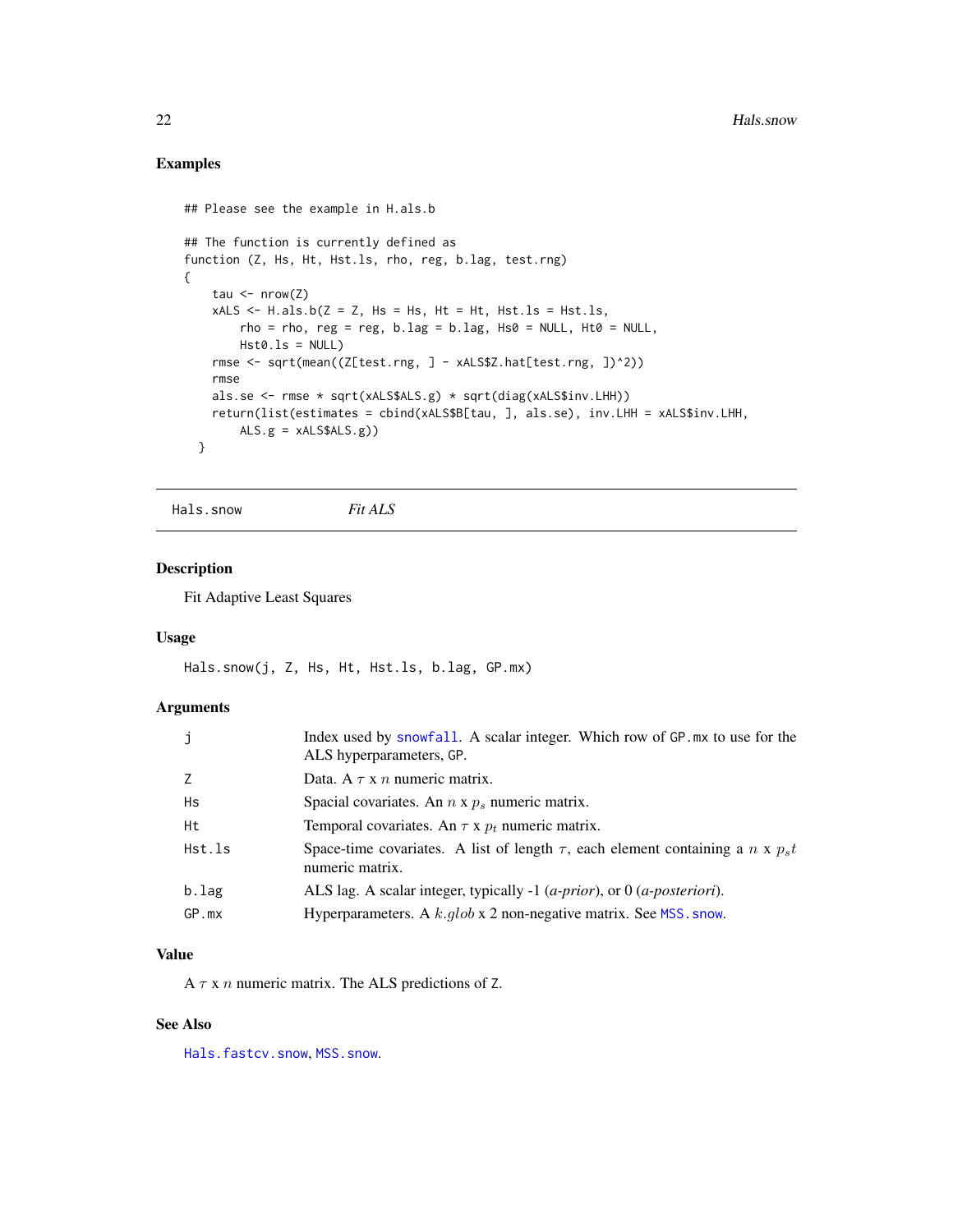### Examples

```
## Please see the example in H.als.b

## The function is currently defined as
function (Z, Hs, Ht, Hst.ls, rho, reg, b.lag, test.rng)
{
    tau <- nrow(Z)
    xALS <- H.als.b(Z = Z, Hs = Hs, Ht = Ht, Hst.ls = Hst.ls,
        rho = rho, reg = reg, b.lag = b.lag, Hs0 = NULL, Ht0 = NULL,
        Hst0.ls = NULL)
    rmse <- sqrt(mean((Z[test.rng, ] - xALS$Z.hat[test.rng, ])^2))
    rmse
    als.se <- rmse * sqrt(xALS$ALS.g) * sqrt(diag(xALS$inv.LHH))
    return(list(estimates = cbind(xALS$B[tau, ], als.se), inv.LHH = xALS$inv.LHH,
        ALS.g = xALS$ALS.g))
  }
```

---

## Hals.snow — *Fit ALS*

### Description

Fit Adaptive Least Squares

### Usage

```
Hals.snow(j, Z, Hs, Ht, Hst.ls, b.lag, GP.mx)
```

### Arguments

| | |
|---|---|
| j | Index used by snowfall. A scalar integer. Which row of GP.mx to use for the ALS hyperparameters, GP. |
| Z | Data. A $\tau$ x $n$ numeric matrix. |
| Hs | Spacial covariates. An $n$ x $p_s$ numeric matrix. |
| Ht | Temporal covariates. An $\tau$ x $p_t$ numeric matrix. |
| Hst.ls | Space-time covariates. A list of length $\tau$, each element containing a $n$ x $p_st$ numeric matrix. |
| b.lag | ALS lag. A scalar integer, typically -1 (*a-prior*), or 0 (*a-posteriori*). |
| GP.mx | Hyperparameters. A $k.glob$ x 2 non-negative matrix. See MSS.snow. |

### Value

A $\tau$ x $n$ numeric matrix. The ALS predictions of Z.

### See Also

Hals.fastcv.snow, MSS.snow.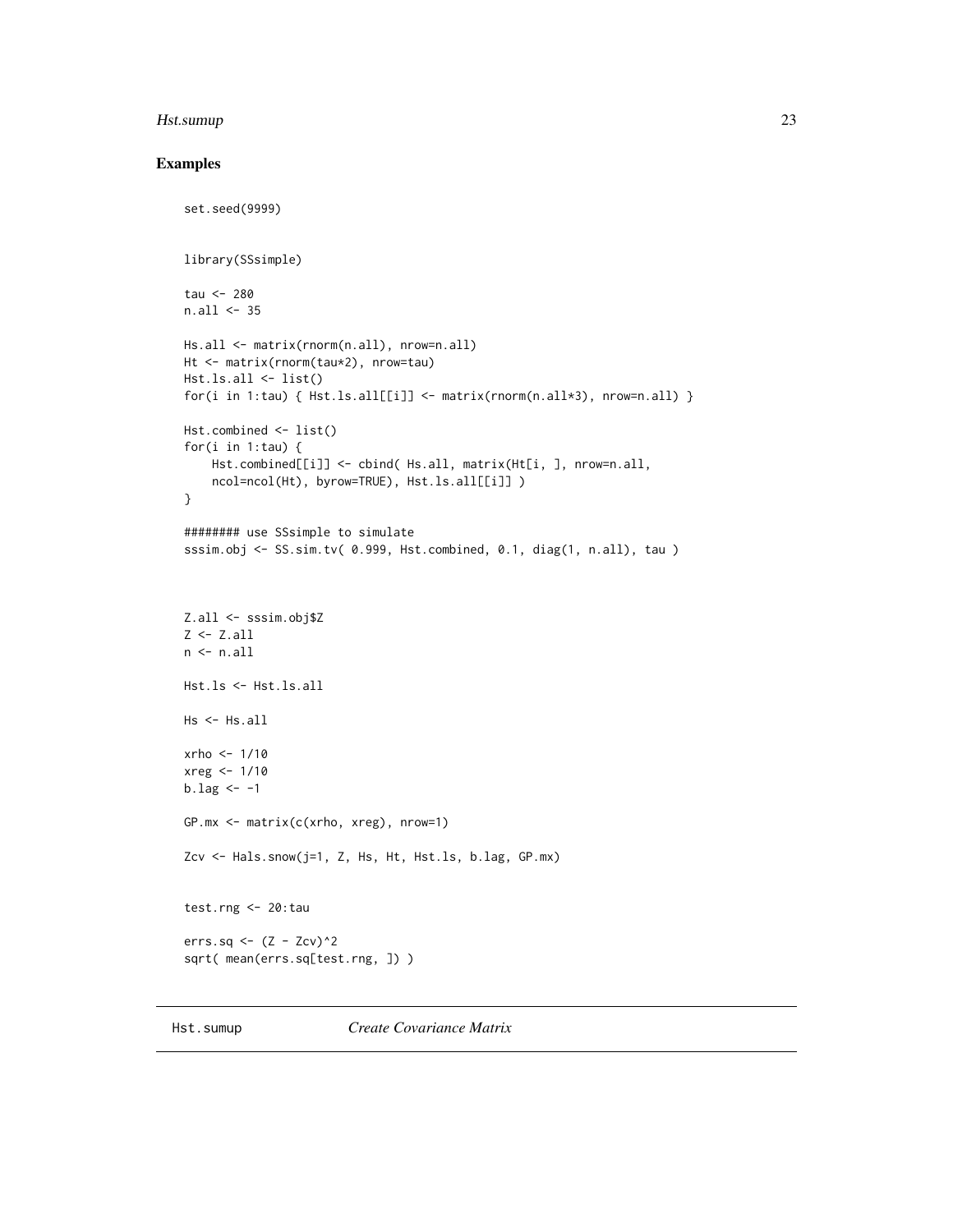## Examples

```
set.seed(9999)


library(SSsimple)

tau <- 280
n.all <- 35

Hs.all <- matrix(rnorm(n.all), nrow=n.all)
Ht <- matrix(rnorm(tau*2), nrow=tau)
Hst.ls.all <- list()
for(i in 1:tau) { Hst.ls.all[[i]] <- matrix(rnorm(n.all*3), nrow=n.all) }

Hst.combined <- list()
for(i in 1:tau) {
    Hst.combined[[i]] <- cbind( Hs.all, matrix(Ht[i, ], nrow=n.all,
    ncol=ncol(Ht), byrow=TRUE), Hst.ls.all[[i]] )
}

######## use SSsimple to simulate
sssim.obj <- SS.sim.tv( 0.999, Hst.combined, 0.1, diag(1, n.all), tau )



Z.all <- sssim.obj$Z
Z <- Z.all
n <- n.all

Hst.ls <- Hst.ls.all

Hs <- Hs.all

xrho <- 1/10
xreg <- 1/10
b.lag <- -1

GP.mx <- matrix(c(xrho, xreg), nrow=1)

Zcv <- Hals.snow(j=1, Z, Hs, Ht, Hst.ls, b.lag, GP.mx)


test.rng <- 20:tau

errs.sq <- (Z - Zcv)^2
sqrt( mean(errs.sq[test.rng, ]) )
```

---

Hst.sumup    *Create Covariance Matrix*

---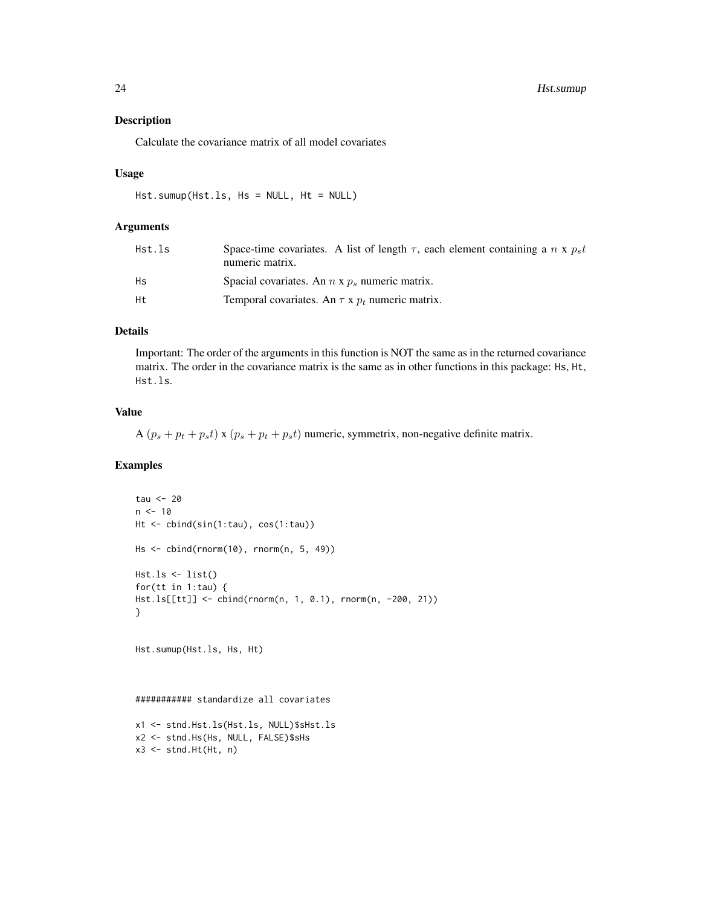## Description

Calculate the covariance matrix of all model covariates

## Usage

```
Hst.sumup(Hst.ls, Hs = NULL, Ht = NULL)
```

## Arguments

| | |
|---|---|
| Hst.ls | Space-time covariates. A list of length $\tau$, each element containing a $n$ x $p_st$ numeric matrix. |
| Hs | Spacial covariates. An $n$ x $p_s$ numeric matrix. |
| Ht | Temporal covariates. An $\tau$ x $p_t$ numeric matrix. |

## Details

Important: The order of the arguments in this function is NOT the same as in the returned covariance matrix. The order in the covariance matrix is the same as in other functions in this package: `Hs`, `Ht`, `Hst.ls`.

## Value

A $(p_s + p_t + p_st)$ x $(p_s + p_t + p_st)$ numeric, symmetrix, non-negative definite matrix.

## Examples

```
tau <- 20
n <- 10
Ht <- cbind(sin(1:tau), cos(1:tau))

Hs <- cbind(rnorm(10), rnorm(n, 5, 49))

Hst.ls <- list()
for(tt in 1:tau) {
Hst.ls[[tt]] <- cbind(rnorm(n, 1, 0.1), rnorm(n, -200, 21))
}


Hst.sumup(Hst.ls, Hs, Ht)



########### standardize all covariates

x1 <- stnd.Hst.ls(Hst.ls, NULL)$sHst.ls
x2 <- stnd.Hs(Hs, NULL, FALSE)$sHs
x3 <- stnd.Ht(Ht, n)
```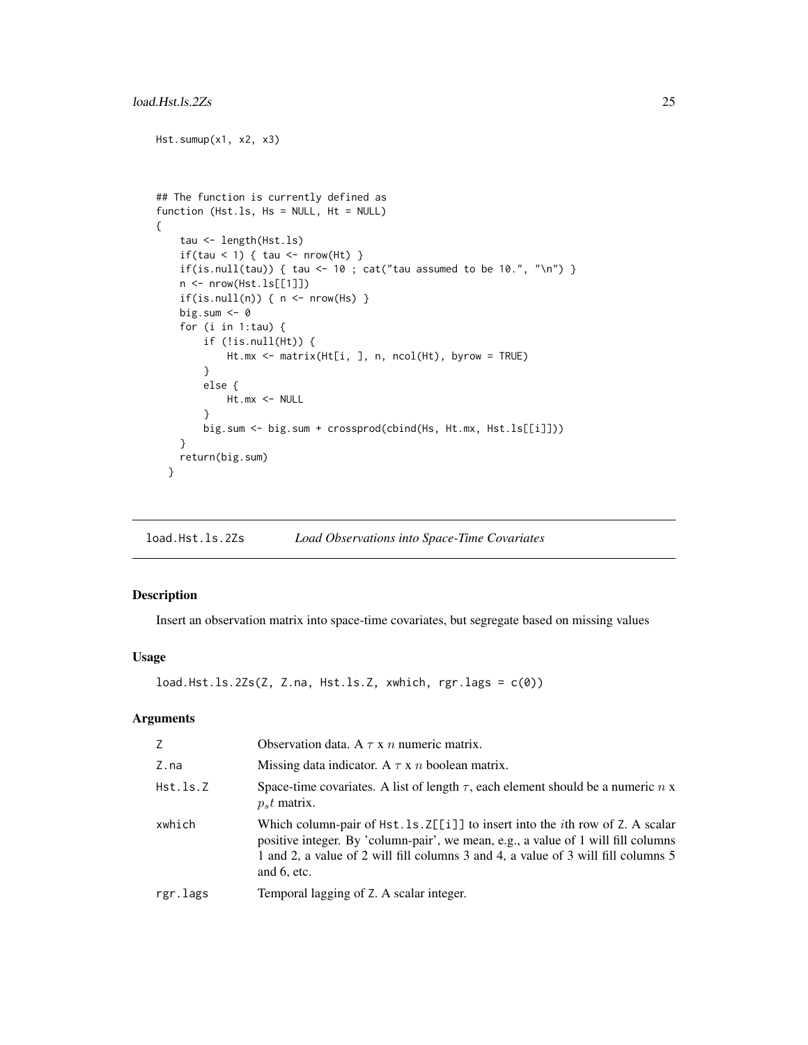```
Hst.sumup(x1, x2, x3)


## The function is currently defined as
function (Hst.ls, Hs = NULL, Ht = NULL)
{
    tau <- length(Hst.ls)
    if(tau < 1) { tau <- nrow(Ht) }
    if(is.null(tau)) { tau <- 10 ; cat("tau assumed to be 10.", "\n") }
    n <- nrow(Hst.ls[[1]])
    if(is.null(n)) { n <- nrow(Hs) }
    big.sum <- 0
    for (i in 1:tau) {
        if (!is.null(Ht)) {
            Ht.mx <- matrix(Ht[i, ], n, ncol(Ht), byrow = TRUE)
        }
        else {
            Ht.mx <- NULL
        }
        big.sum <- big.sum + crossprod(cbind(Hs, Ht.mx, Hst.ls[[i]]))
    }
    return(big.sum)
  }
```

## load.Hst.ls.2Zs — *Load Observations into Space-Time Covariates*

### Description

Insert an observation matrix into space-time covariates, but segregate based on missing values

### Usage

```
load.Hst.ls.2Zs(Z, Z.na, Hst.ls.Z, xwhich, rgr.lags = c(0))
```

### Arguments

| | |
|---|---|
| Z | Observation data. A $\tau$ x $n$ numeric matrix. |
| Z.na | Missing data indicator. A $\tau$ x $n$ boolean matrix. |
| Hst.ls.Z | Space-time covariates. A list of length $\tau$, each element should be a numeric $n$ x $p_s t$ matrix. |
| xwhich | Which column-pair of `Hst.ls.Z[[i]]` to insert into the $i$th row of Z. A scalar positive integer. By 'column-pair', we mean, e.g., a value of 1 will fill columns 1 and 2, a value of 2 will fill columns 3 and 4, a value of 3 will fill columns 5 and 6, etc. |
| rgr.lags | Temporal lagging of Z. A scalar integer. |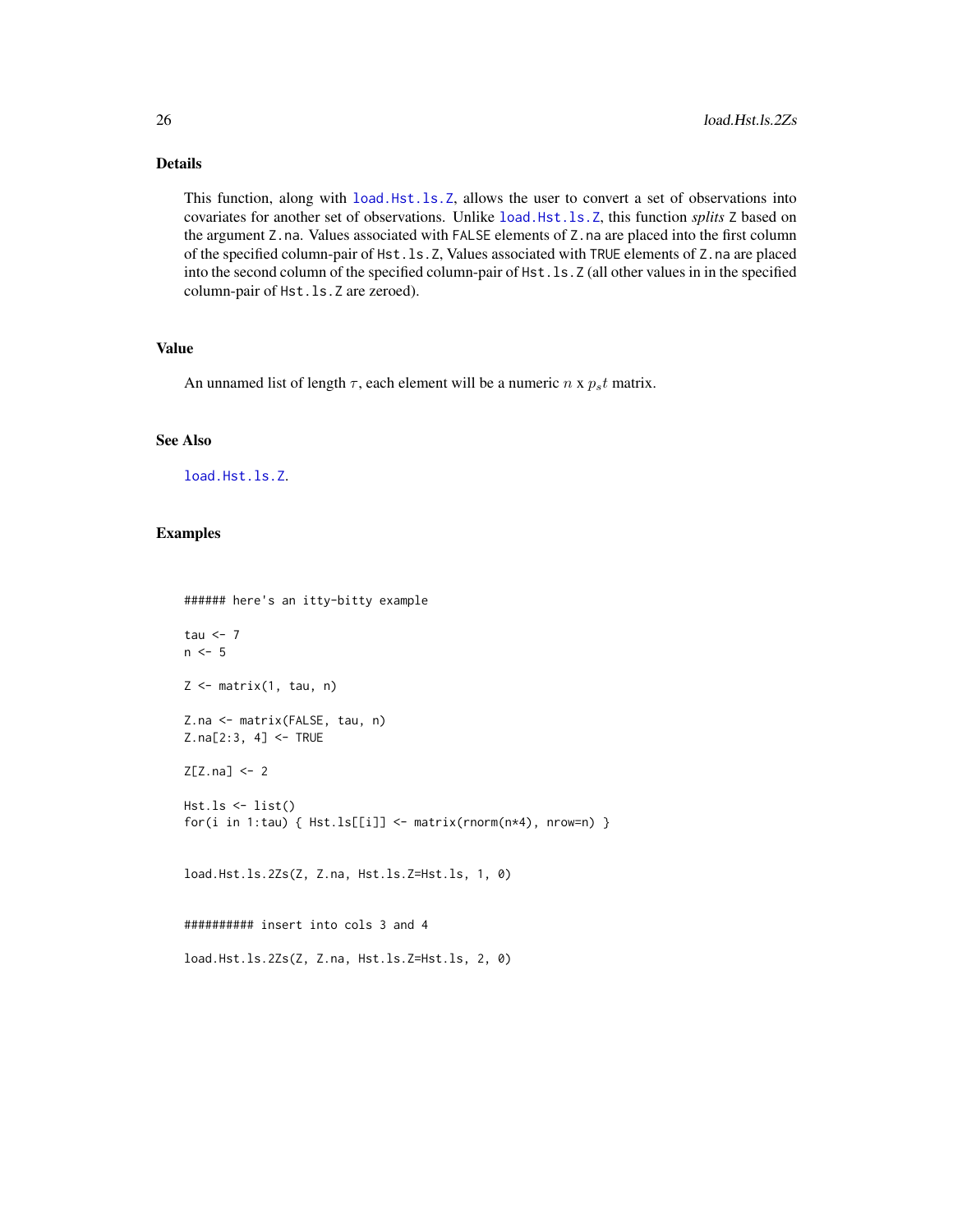## Details

This function, along with `load.Hst.ls.Z`, allows the user to convert a set of observations into covariates for another set of observations. Unlike `load.Hst.ls.Z`, this function *splits* `Z` based on the argument `Z.na`. Values associated with `FALSE` elements of `Z.na` are placed into the first column of the specified column-pair of `Hst.ls.Z`, Values associated with `TRUE` elements of `Z.na` are placed into the second column of the specified column-pair of `Hst.ls.Z` (all other values in in the specified column-pair of `Hst.ls.Z` are zeroed).

## Value

An unnamed list of length $\tau$, each element will be a numeric $n$ x $p_s t$ matrix.

## See Also

`load.Hst.ls.Z`.

## Examples

```
###### here's an itty-bitty example

tau <- 7
n <- 5

Z <- matrix(1, tau, n)

Z.na <- matrix(FALSE, tau, n)
Z.na[2:3, 4] <- TRUE

Z[Z.na] <- 2

Hst.ls <- list()
for(i in 1:tau) { Hst.ls[[i]] <- matrix(rnorm(n*4), nrow=n) }


load.Hst.ls.2Zs(Z, Z.na, Hst.ls.Z=Hst.ls, 1, 0)


########## insert into cols 3 and 4

load.Hst.ls.2Zs(Z, Z.na, Hst.ls.Z=Hst.ls, 2, 0)
```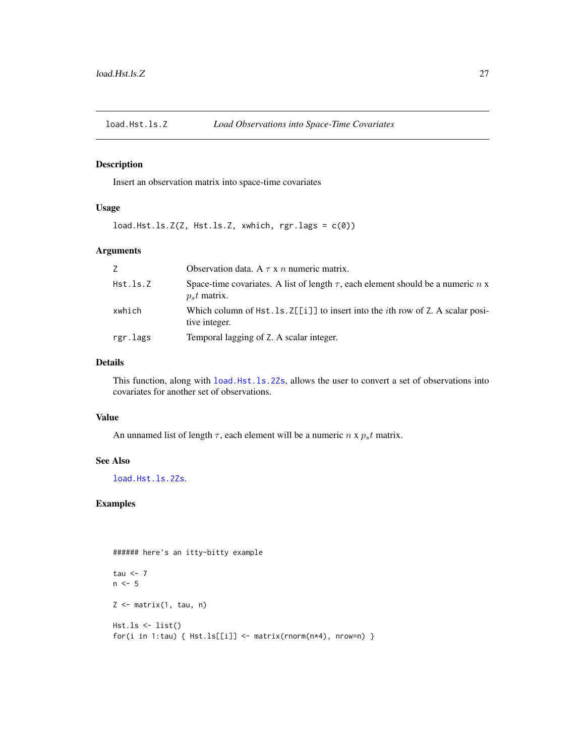## load.Hst.ls.Z — *Load Observations into Space-Time Covariates*

### Description

Insert an observation matrix into space-time covariates

### Usage

```
load.Hst.ls.Z(Z, Hst.ls.Z, xwhich, rgr.lags = c(0))
```

### Arguments

| | |
|---|---|
| `Z` | Observation data. A $\tau$ x $n$ numeric matrix. |
| `Hst.ls.Z` | Space-time covariates. A list of length $\tau$, each element should be a numeric $n$ x $p_s t$ matrix. |
| `xwhich` | Which column of `Hst.ls.Z[[i]]` to insert into the $i$th row of `Z`. A scalar positive integer. |
| `rgr.lags` | Temporal lagging of `Z`. A scalar integer. |

### Details

This function, along with `load.Hst.ls.2Zs`, allows the user to convert a set of observations into covariates for another set of observations.

### Value

An unnamed list of length $\tau$, each element will be a numeric $n$ x $p_s t$ matrix.

### See Also

`load.Hst.ls.2Zs`.

### Examples

```
###### here's an itty-bitty example

tau <- 7
n <- 5

Z <- matrix(1, tau, n)

Hst.ls <- list()
for(i in 1:tau) { Hst.ls[[i]] <- matrix(rnorm(n*4), nrow=n) }
```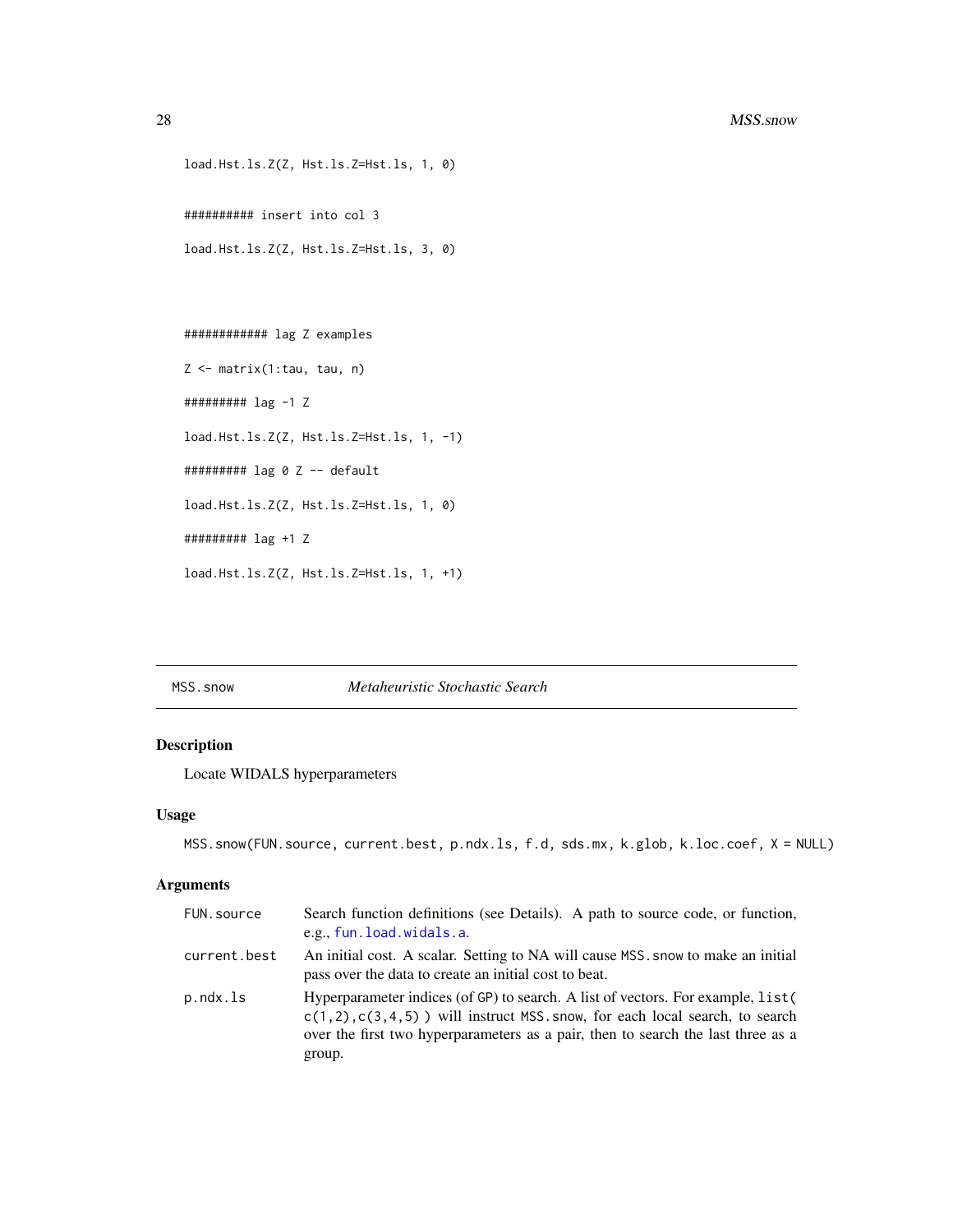```
load.Hst.ls.Z(Z, Hst.ls.Z=Hst.ls, 1, 0)

########## insert into col 3

load.Hst.ls.Z(Z, Hst.ls.Z=Hst.ls, 3, 0)



############ lag Z examples

Z <- matrix(1:tau, tau, n)

######### lag -1 Z

load.Hst.ls.Z(Z, Hst.ls.Z=Hst.ls, 1, -1)

######### lag 0 Z -- default

load.Hst.ls.Z(Z, Hst.ls.Z=Hst.ls, 1, 0)

######### lag +1 Z

load.Hst.ls.Z(Z, Hst.ls.Z=Hst.ls, 1, +1)
```

## MSS.snow *Metaheuristic Stochastic Search*

### Description

Locate WIDALS hyperparameters

### Usage

```
MSS.snow(FUN.source, current.best, p.ndx.ls, f.d, sds.mx, k.glob, k.loc.coef, X = NULL)
```

### Arguments

| | |
|---|---|
| `FUN.source` | Search function definitions (see Details). A path to source code, or function, e.g., `fun.load.widals.a`. |
| `current.best` | An initial cost. A scalar. Setting to NA will cause `MSS.snow` to make an initial pass over the data to create an initial cost to beat. |
| `p.ndx.ls` | Hyperparameter indices (of GP) to search. A list of vectors. For example, `list( c(1,2),c(3,4,5) )` will instruct `MSS.snow`, for each local search, to search over the first two hyperparameters as a pair, then to search the last three as a group. |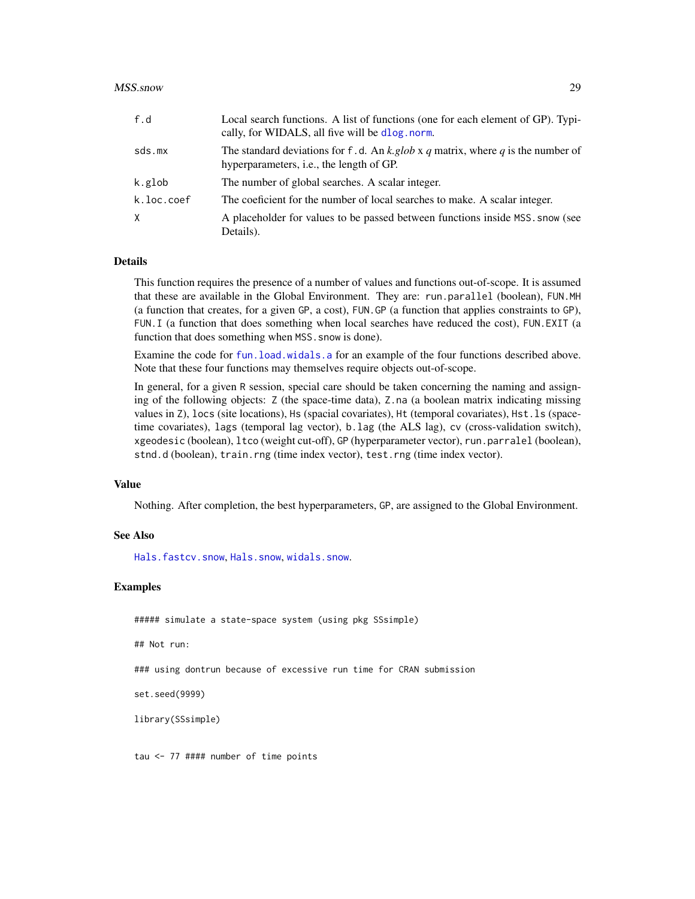| | |
|---|---|
| f.d | Local search functions. A list of functions (one for each element of GP). Typically, for WIDALS, all five will be dlog.norm. |
| sds.mx | The standard deviations for f.d. An *k.glob* x *q* matrix, where *q* is the number of hyperparameters, i.e., the length of GP. |
| k.glob | The number of global searches. A scalar integer. |
| k.loc.coef | The coeficient for the number of local searches to make. A scalar integer. |
| X | A placeholder for values to be passed between functions inside MSS.snow (see Details). |

## Details

This function requires the presence of a number of values and functions out-of-scope. It is assumed that these are available in the Global Environment. They are: run.parallel (boolean), FUN.MH (a function that creates, for a given GP, a cost), FUN.GP (a function that applies constraints to GP), FUN.I (a function that does something when local searches have reduced the cost), FUN.EXIT (a function that does something when MSS.snow is done).

Examine the code for fun.load.widals.a for an example of the four functions described above. Note that these four functions may themselves require objects out-of-scope.

In general, for a given R session, special care should be taken concerning the naming and assigning of the following objects: Z (the space-time data), Z.na (a boolean matrix indicating missing values in Z), locs (site locations), Hs (spacial covariates), Ht (temporal covariates), Hst.ls (space-time covariates), lags (temporal lag vector), b.lag (the ALS lag), cv (cross-validation switch), xgeodesic (boolean), ltco (weight cut-off), GP (hyperparameter vector), run.parralel (boolean), stnd.d (boolean), train.rng (time index vector), test.rng (time index vector).

## Value

Nothing. After completion, the best hyperparameters, GP, are assigned to the Global Environment.

## See Also

Hals.fastcv.snow, Hals.snow, widals.snow.

## Examples

```
##### simulate a state-space system (using pkg SSsimple)

## Not run:

### using dontrun because of excessive run time for CRAN submission

set.seed(9999)

library(SSsimple)


tau <- 77 #### number of time points
```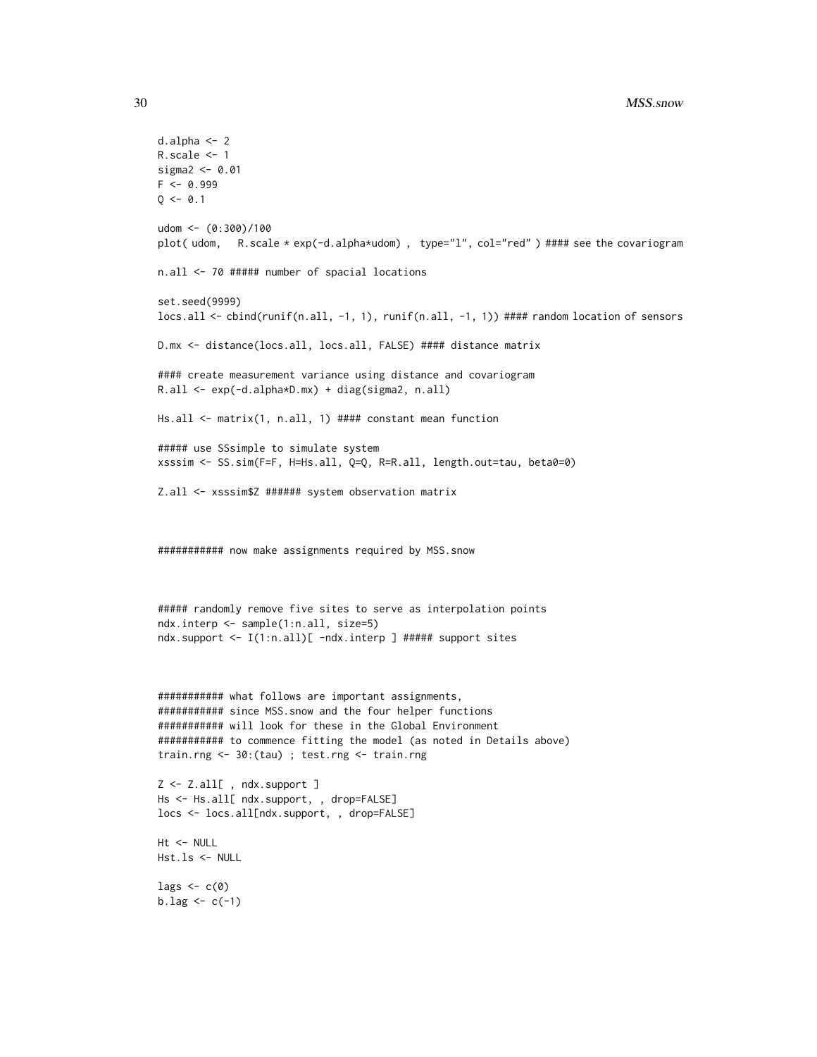```
d.alpha <- 2
R.scale <- 1
sigma2 <- 0.01
F <- 0.999
Q <- 0.1

udom <- (0:300)/100
plot( udom,   R.scale * exp(-d.alpha*udom) ,  type="l", col="red" ) #### see the covariogram

n.all <- 70 ##### number of spacial locations

set.seed(9999)
locs.all <- cbind(runif(n.all, -1, 1), runif(n.all, -1, 1)) #### random location of sensors

D.mx <- distance(locs.all, locs.all, FALSE) #### distance matrix

#### create measurement variance using distance and covariogram
R.all <- exp(-d.alpha*D.mx) + diag(sigma2, n.all)

Hs.all <- matrix(1, n.all, 1) #### constant mean function

##### use SSsimple to simulate system
xsssim <- SS.sim(F=F, H=Hs.all, Q=Q, R=R.all, length.out=tau, beta0=0)

Z.all <- xsssim$Z ###### system observation matrix



########### now make assignments required by MSS.snow



##### randomly remove five sites to serve as interpolation points
ndx.interp <- sample(1:n.all, size=5)
ndx.support <- I(1:n.all)[ -ndx.interp ] ##### support sites



########### what follows are important assignments,
########### since MSS.snow and the four helper functions
########### will look for these in the Global Environment
########### to commence fitting the model (as noted in Details above)
train.rng <- 30:(tau) ; test.rng <- train.rng

Z <- Z.all[ , ndx.support ]
Hs <- Hs.all[ ndx.support, , drop=FALSE]
locs <- locs.all[ndx.support, , drop=FALSE]

Ht <- NULL
Hst.ls <- NULL

lags <- c(0)
b.lag <- c(-1)
```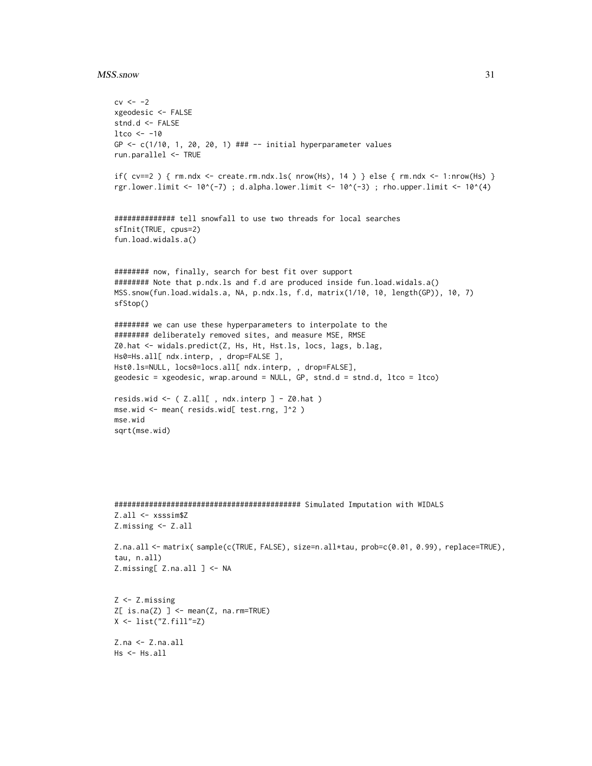```
cv <- -2
xgeodesic <- FALSE
stnd.d <- FALSE
ltco <- -10
GP <- c(1/10, 1, 20, 20, 1) ### -- initial hyperparameter values
run.parallel <- TRUE

if( cv==2 ) { rm.ndx <- create.rm.ndx.ls( nrow(Hs), 14 ) } else { rm.ndx <- 1:nrow(Hs) }
rgr.lower.limit <- 10^(-7) ; d.alpha.lower.limit <- 10^(-3) ; rho.upper.limit <- 10^(4)


############## tell snowfall to use two threads for local searches
sfInit(TRUE, cpus=2)
fun.load.widals.a()


######## now, finally, search for best fit over support
######## Note that p.ndx.ls and f.d are produced inside fun.load.widals.a()
MSS.snow(fun.load.widals.a, NA, p.ndx.ls, f.d, matrix(1/10, 10, length(GP)), 10, 7)
sfStop()

######## we can use these hyperparameters to interpolate to the
######## deliberately removed sites, and measure MSE, RMSE
Z0.hat <- widals.predict(Z, Hs, Ht, Hst.ls, locs, lags, b.lag,
Hs0=Hs.all[ ndx.interp, , drop=FALSE ],
Hst0.ls=NULL, locs0=locs.all[ ndx.interp, , drop=FALSE],
geodesic = xgeodesic, wrap.around = NULL, GP, stnd.d = stnd.d, ltco = ltco)

resids.wid <- ( Z.all[ , ndx.interp ] - Z0.hat )
mse.wid <- mean( resids.wid[ test.rng, ]^2 )
mse.wid
sqrt(mse.wid)





########################################### Simulated Imputation with WIDALS
Z.all <- xsssim$Z
Z.missing <- Z.all

Z.na.all <- matrix( sample(c(TRUE, FALSE), size=n.all*tau, prob=c(0.01, 0.99), replace=TRUE),
tau, n.all)
Z.missing[ Z.na.all ] <- NA


Z <- Z.missing
Z[ is.na(Z) ] <- mean(Z, na.rm=TRUE)
X <- list("Z.fill"=Z)

Z.na <- Z.na.all
Hs <- Hs.all
```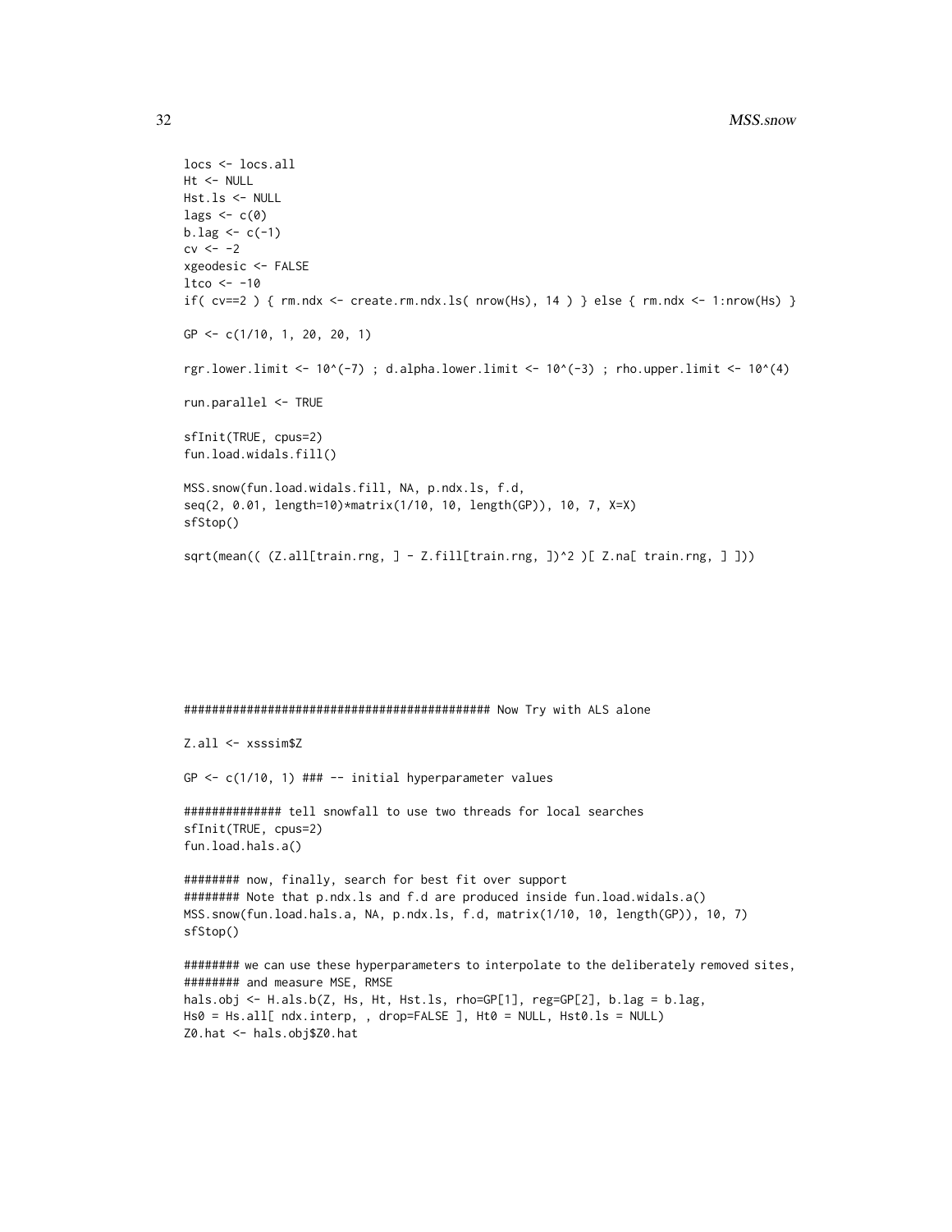```
locs <- locs.all
Ht <- NULL
Hst.ls <- NULL
lags <- c(0)
b.lag <- c(-1)
cv <- -2
xgeodesic <- FALSE
ltco <- -10
if( cv==2 ) { rm.ndx <- create.rm.ndx.ls( nrow(Hs), 14 ) } else { rm.ndx <- 1:nrow(Hs) }

GP <- c(1/10, 1, 20, 20, 1)

rgr.lower.limit <- 10^(-7) ; d.alpha.lower.limit <- 10^(-3) ; rho.upper.limit <- 10^(4)

run.parallel <- TRUE

sfInit(TRUE, cpus=2)
fun.load.widals.fill()

MSS.snow(fun.load.widals.fill, NA, p.ndx.ls, f.d,
seq(2, 0.01, length=10)*matrix(1/10, 10, length(GP)), 10, 7, X=X)
sfStop()

sqrt(mean(( (Z.all[train.rng, ] - Z.fill[train.rng, ])^2 )[ Z.na[ train.rng, ] ]))






############################################ Now Try with ALS alone

Z.all <- xsssim$Z

GP <- c(1/10, 1) ### -- initial hyperparameter values

############## tell snowfall to use two threads for local searches
sfInit(TRUE, cpus=2)
fun.load.hals.a()

######## now, finally, search for best fit over support
######## Note that p.ndx.ls and f.d are produced inside fun.load.widals.a()
MSS.snow(fun.load.hals.a, NA, p.ndx.ls, f.d, matrix(1/10, 10, length(GP)), 10, 7)
sfStop()

######## we can use these hyperparameters to interpolate to the deliberately removed sites,
######## and measure MSE, RMSE
hals.obj <- H.als.b(Z, Hs, Ht, Hst.ls, rho=GP[1], reg=GP[2], b.lag = b.lag,
Hs0 = Hs.all[ ndx.interp, , drop=FALSE ], Ht0 = NULL, Hst0.ls = NULL)
Z0.hat <- hals.obj$Z0.hat
```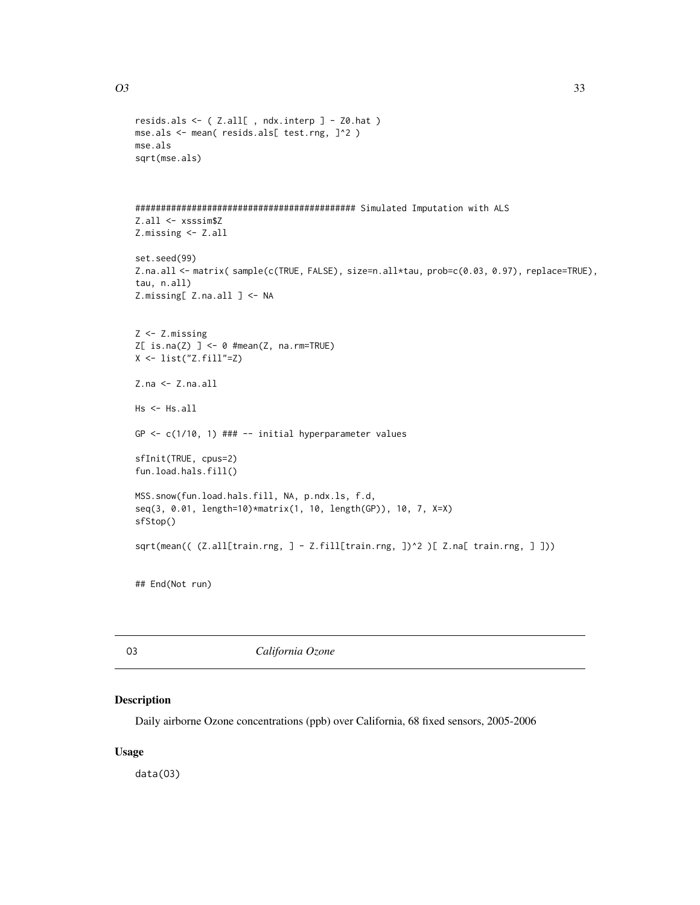```
resids.als <- ( Z.all[ , ndx.interp ] - Z0.hat )
mse.als <- mean( resids.als[ test.rng, ]^2 )
mse.als
sqrt(mse.als)


############################################ Simulated Imputation with ALS
Z.all <- xsssim$Z
Z.missing <- Z.all

set.seed(99)
Z.na.all <- matrix( sample(c(TRUE, FALSE), size=n.all*tau, prob=c(0.03, 0.97), replace=TRUE),
tau, n.all)
Z.missing[ Z.na.all ] <- NA


Z <- Z.missing
Z[ is.na(Z) ] <- 0 #mean(Z, na.rm=TRUE)
X <- list("Z.fill"=Z)

Z.na <- Z.na.all

Hs <- Hs.all

GP <- c(1/10, 1) ### -- initial hyperparameter values

sfInit(TRUE, cpus=2)
fun.load.hals.fill()

MSS.snow(fun.load.hals.fill, NA, p.ndx.ls, f.d,
seq(3, 0.01, length=10)*matrix(1, 10, length(GP)), 10, 7, X=X)
sfStop()

sqrt(mean(( (Z.all[train.rng, ] - Z.fill[train.rng, ])^2 )[ Z.na[ train.rng, ] ]))


## End(Not run)
```

---

O3 *California Ozone*

---

### Description

Daily airborne Ozone concentrations (ppb) over California, 68 fixed sensors, 2005-2006

### Usage

```
data(O3)
```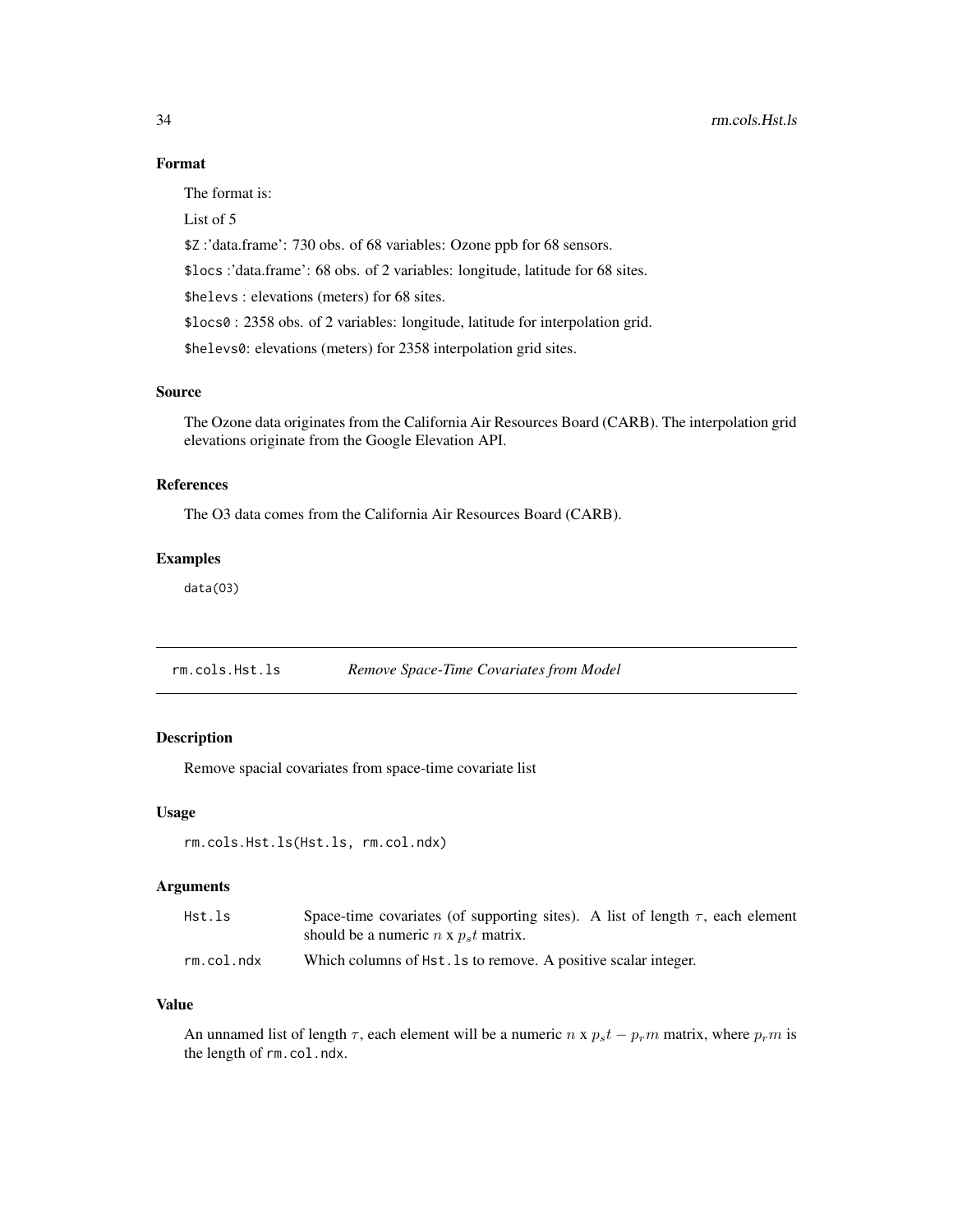### Format

The format is:

List of 5

`$Z` :'data.frame': 730 obs. of 68 variables: Ozone ppb for 68 sensors.

`$locs` :'data.frame': 68 obs. of 2 variables: longitude, latitude for 68 sites.

`$helevs` : elevations (meters) for 68 sites.

`$locs0` : 2358 obs. of 2 variables: longitude, latitude for interpolation grid.

`$helevs0`: elevations (meters) for 2358 interpolation grid sites.

### Source

The Ozone data originates from the California Air Resources Board (CARB). The interpolation grid elevations originate from the Google Elevation API.

### References

The O3 data comes from the California Air Resources Board (CARB).

### Examples

```
data(O3)
```

---

## rm.cols.Hst.ls — *Remove Space-Time Covariates from Model*

### Description

Remove spacial covariates from space-time covariate list

### Usage

```
rm.cols.Hst.ls(Hst.ls, rm.col.ndx)
```

### Arguments

| | |
|---|---|
| `Hst.ls` | Space-time covariates (of supporting sites). A list of length $\tau$, each element should be a numeric $n$ x $p_st$ matrix. |
| `rm.col.ndx` | Which columns of `Hst.ls` to remove. A positive scalar integer. |

### Value

An unnamed list of length $\tau$, each element will be a numeric $n$ x $p_st - p_rm$ matrix, where $p_rm$ is the length of `rm.col.ndx`.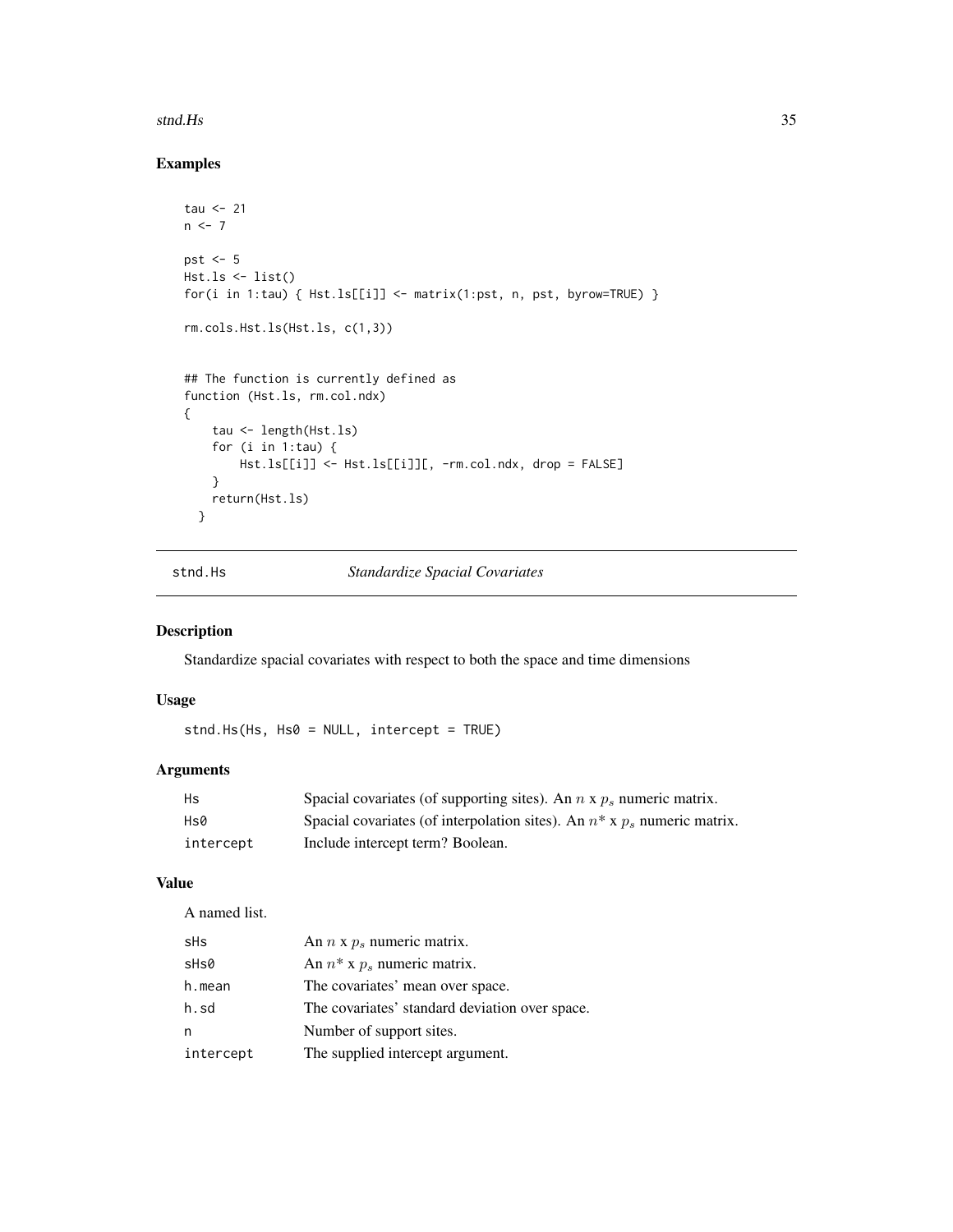## Examples

```
tau <- 21
n <- 7

pst <- 5
Hst.ls <- list()
for(i in 1:tau) { Hst.ls[[i]] <- matrix(1:pst, n, pst, byrow=TRUE) }

rm.cols.Hst.ls(Hst.ls, c(1,3))


## The function is currently defined as
function (Hst.ls, rm.col.ndx)
{
    tau <- length(Hst.ls)
    for (i in 1:tau) {
        Hst.ls[[i]] <- Hst.ls[[i]][, -rm.col.ndx, drop = FALSE]
    }
    return(Hst.ls)
  }
```

---

# stnd.Hs *Standardize Spacial Covariates*

## Description

Standardize spacial covariates with respect to both the space and time dimensions

## Usage

```
stnd.Hs(Hs, Hs0 = NULL, intercept = TRUE)
```

## Arguments

| | |
|---|---|
| Hs | Spacial covariates (of supporting sites). An $n$ x $p_s$ numeric matrix. |
| Hs0 | Spacial covariates (of interpolation sites). An $n*$ x $p_s$ numeric matrix. |
| intercept | Include intercept term? Boolean. |

## Value

A named list.

| | |
|---|---|
| sHs | An $n$ x $p_s$ numeric matrix. |
| sHs0 | An $n*$ x $p_s$ numeric matrix. |
| h.mean | The covariates' mean over space. |
| h.sd | The covariates' standard deviation over space. |
| n | Number of support sites. |
| intercept | The supplied intercept argument. |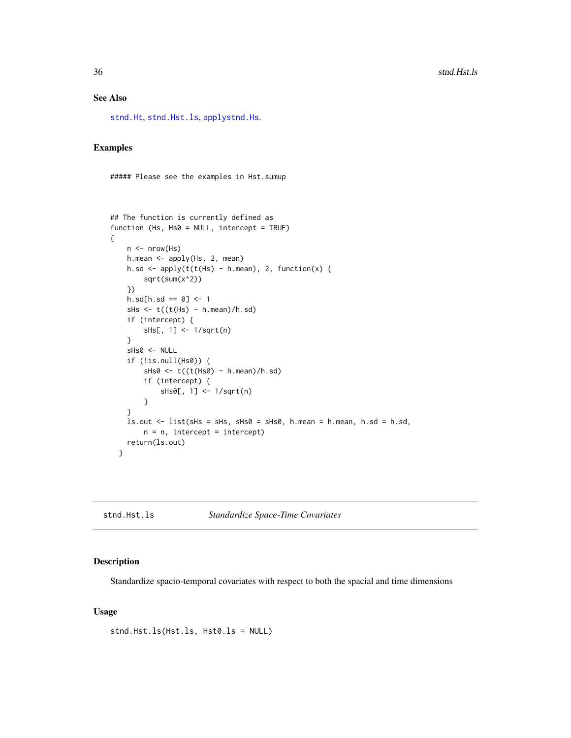### See Also

stnd.Ht, stnd.Hst.ls, applystnd.Hs.

### Examples

```
##### Please see the examples in Hst.sumup



## The function is currently defined as
function (Hs, Hs0 = NULL, intercept = TRUE)
{
    n <- nrow(Hs)
    h.mean <- apply(Hs, 2, mean)
    h.sd <- apply(t(t(Hs) - h.mean), 2, function(x) {
        sqrt(sum(x^2))
    })
    h.sd[h.sd == 0] <- 1
    sHs <- t((t(Hs) - h.mean)/h.sd)
    if (intercept) {
        sHs[, 1] <- 1/sqrt(n)
    }
    sHs0 <- NULL
    if (!is.null(Hs0)) {
        sHs0 <- t((t(Hs0) - h.mean)/h.sd)
        if (intercept) {
            sHs0[, 1] <- 1/sqrt(n)
        }
    }
    ls.out <- list(sHs = sHs, sHs0 = sHs0, h.mean = h.mean, h.sd = h.sd,
        n = n, intercept = intercept)
    return(ls.out)
  }
```

---

## stnd.Hst.ls — *Standardize Space-Time Covariates*

### Description

Standardize spacio-temporal covariates with respect to both the spacial and time dimensions

### Usage

```
stnd.Hst.ls(Hst.ls, Hst0.ls = NULL)
```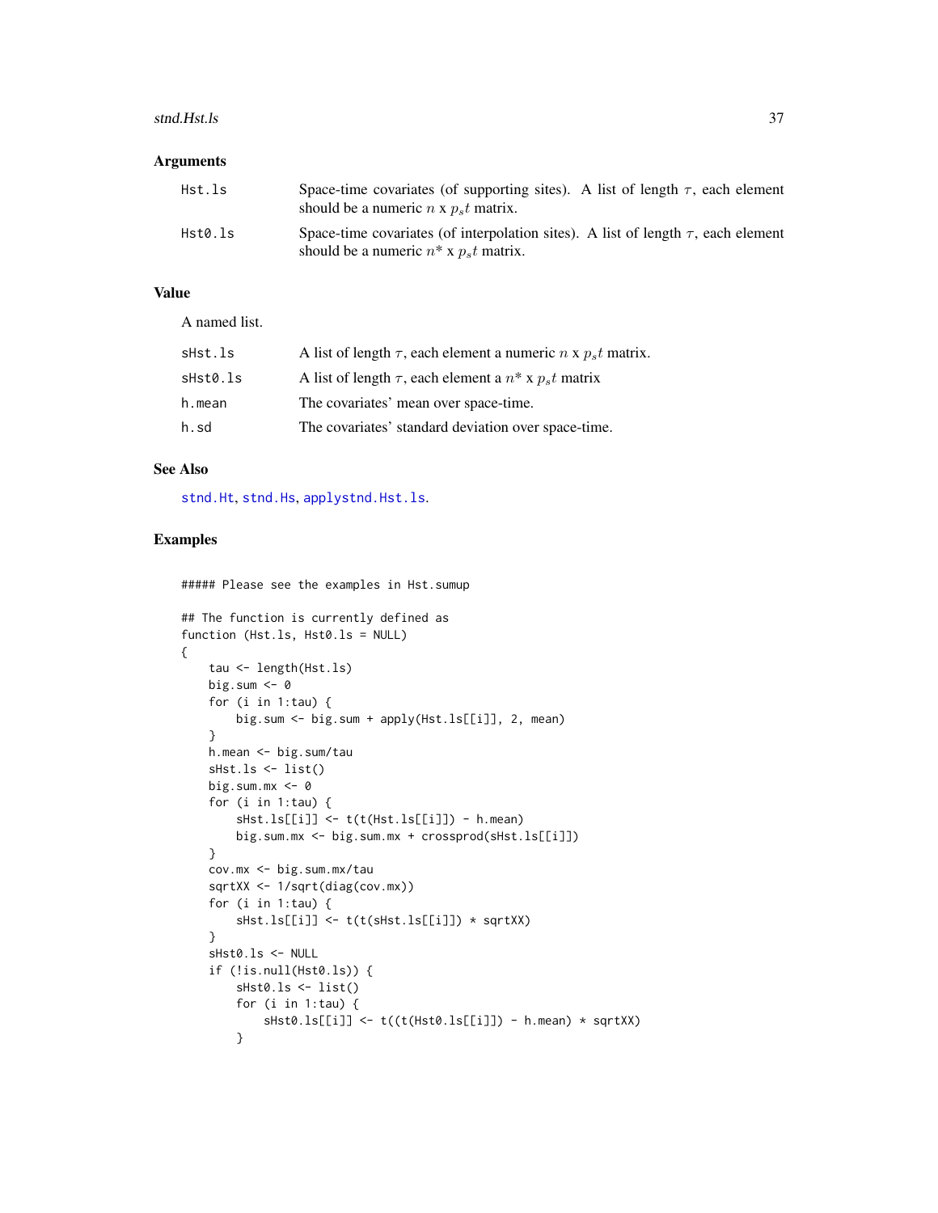## Arguments

| | |
|---|---|
| Hst.ls | Space-time covariates (of supporting sites). A list of length $\tau$, each element should be a numeric $n$ x $p_s t$ matrix. |
| Hst0.ls | Space-time covariates (of interpolation sites). A list of length $\tau$, each element should be a numeric $n^*$ x $p_s t$ matrix. |

## Value

A named list.

| | |
|---|---|
| sHst.ls | A list of length $\tau$, each element a numeric $n$ x $p_s t$ matrix. |
| sHst0.ls | A list of length $\tau$, each element a $n^*$ x $p_s t$ matrix |
| h.mean | The covariates' mean over space-time. |
| h.sd | The covariates' standard deviation over space-time. |

## See Also

stnd.Ht, stnd.Hs, applystnd.Hst.ls.

## Examples

```
##### Please see the examples in Hst.sumup

## The function is currently defined as
function (Hst.ls, Hst0.ls = NULL)
{
    tau <- length(Hst.ls)
    big.sum <- 0
    for (i in 1:tau) {
        big.sum <- big.sum + apply(Hst.ls[[i]], 2, mean)
    }
    h.mean <- big.sum/tau
    sHst.ls <- list()
    big.sum.mx <- 0
    for (i in 1:tau) {
        sHst.ls[[i]] <- t(t(Hst.ls[[i]]) - h.mean)
        big.sum.mx <- big.sum.mx + crossprod(sHst.ls[[i]])
    }
    cov.mx <- big.sum.mx/tau
    sqrtXX <- 1/sqrt(diag(cov.mx))
    for (i in 1:tau) {
        sHst.ls[[i]] <- t(t(sHst.ls[[i]]) * sqrtXX)
    }
    sHst0.ls <- NULL
    if (!is.null(Hst0.ls)) {
        sHst0.ls <- list()
        for (i in 1:tau) {
            sHst0.ls[[i]] <- t((t(Hst0.ls[[i]]) - h.mean) * sqrtXX)
        }
```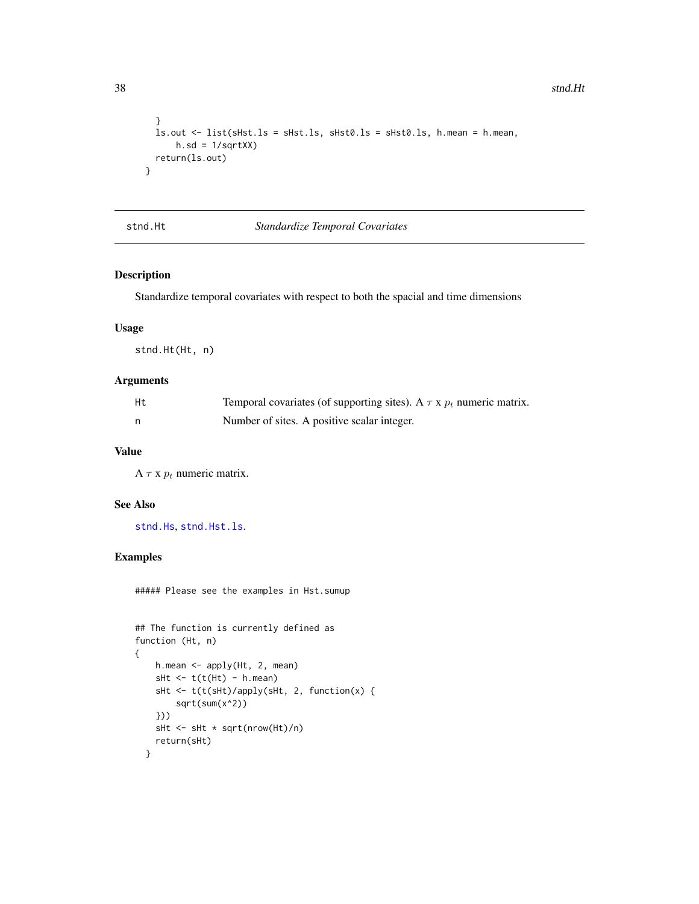```
    }
    ls.out <- list(sHst.ls = sHst.ls, sHst0.ls = sHst0.ls, h.mean = h.mean,
        h.sd = 1/sqrtXX)
    return(ls.out)
  }
```

---

## stnd.Ht — *Standardize Temporal Covariates*

### Description

Standardize temporal covariates with respect to both the spacial and time dimensions

### Usage

```
stnd.Ht(Ht, n)
```

### Arguments

| | |
|---|---|
| Ht | Temporal covariates (of supporting sites). A $\tau$ x $p_t$ numeric matrix. |
| n | Number of sites. A positive scalar integer. |

### Value

A $\tau$ x $p_t$ numeric matrix.

### See Also

stnd.Hs, stnd.Hst.ls.

### Examples

```
##### Please see the examples in Hst.sumup


## The function is currently defined as
function (Ht, n)
{
    h.mean <- apply(Ht, 2, mean)
    sHt <- t(t(Ht) - h.mean)
    sHt <- t(t(sHt)/apply(sHt, 2, function(x) {
        sqrt(sum(x^2))
    }))
    sHt <- sHt * sqrt(nrow(Ht)/n)
    return(sHt)
  }
```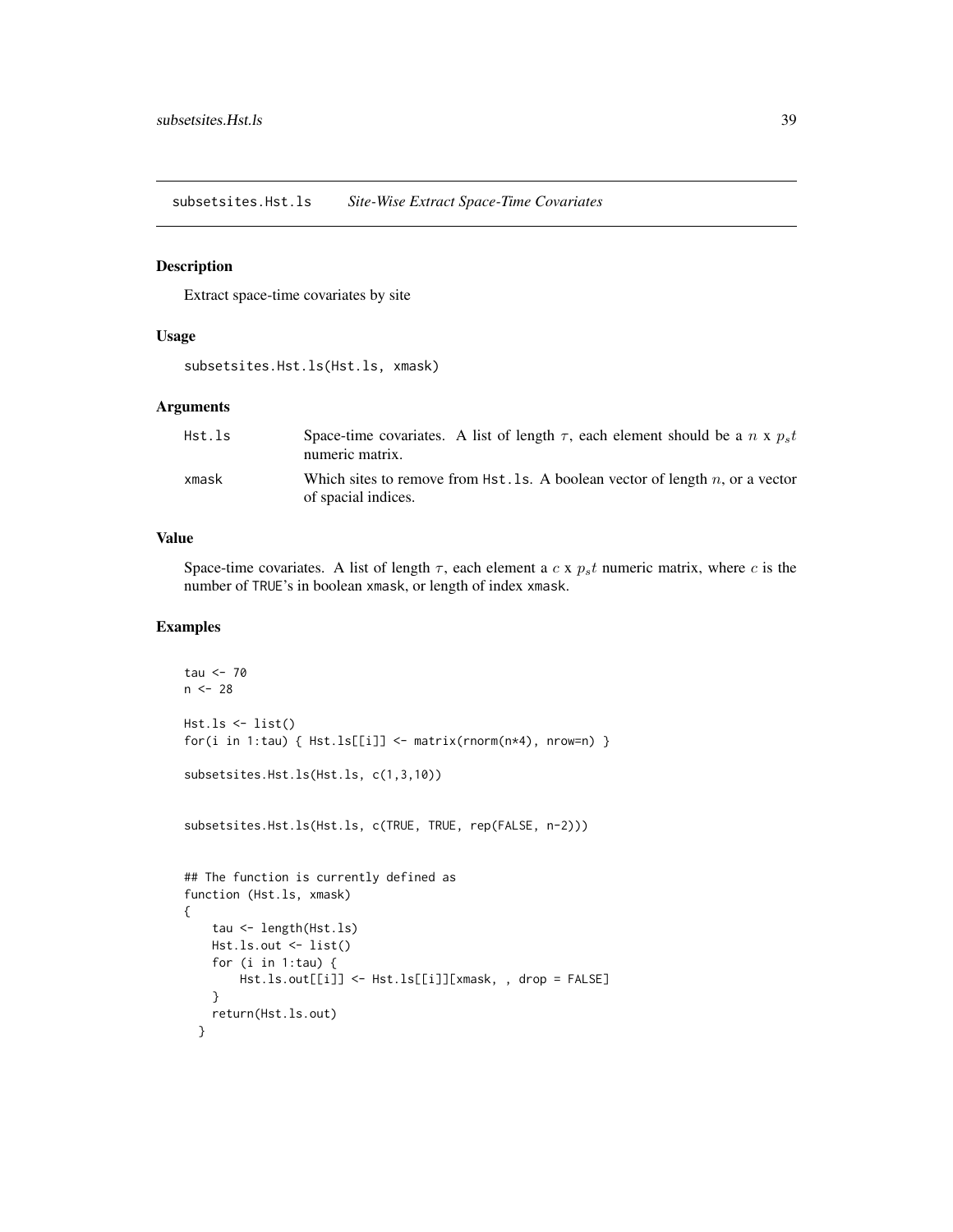subsetsites.Hst.ls *Site-Wise Extract Space-Time Covariates*

## Description

Extract space-time covariates by site

## Usage

```
subsetsites.Hst.ls(Hst.ls, xmask)
```

## Arguments

| | |
|---|---|
| Hst.ls | Space-time covariates. A list of length $\tau$, each element should be a $n$ x $p_s t$ numeric matrix. |
| xmask | Which sites to remove from Hst.ls. A boolean vector of length $n$, or a vector of spacial indices. |

## Value

Space-time covariates. A list of length $\tau$, each element a $c$ x $p_s t$ numeric matrix, where $c$ is the number of TRUE's in boolean xmask, or length of index xmask.

## Examples

```
tau <- 70
n <- 28

Hst.ls <- list()
for(i in 1:tau) { Hst.ls[[i]] <- matrix(rnorm(n*4), nrow=n) }

subsetsites.Hst.ls(Hst.ls, c(1,3,10))


subsetsites.Hst.ls(Hst.ls, c(TRUE, TRUE, rep(FALSE, n-2)))


## The function is currently defined as
function (Hst.ls, xmask)
{
    tau <- length(Hst.ls)
    Hst.ls.out <- list()
    for (i in 1:tau) {
        Hst.ls.out[[i]] <- Hst.ls[[i]][xmask, , drop = FALSE]
    }
    return(Hst.ls.out)
  }
```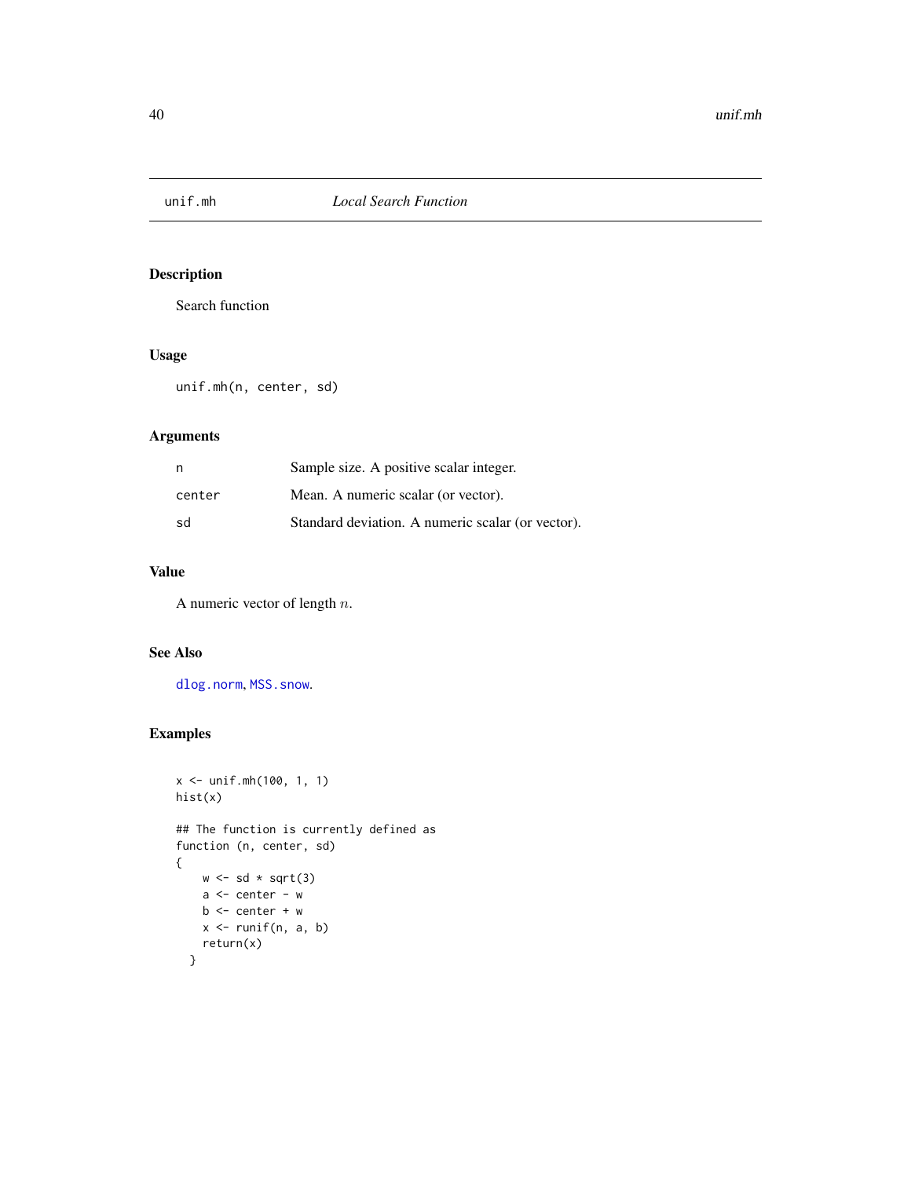# unif.mh — *Local Search Function*

## Description

Search function

## Usage

```
unif.mh(n, center, sd)
```

## Arguments

| | |
|---|---|
| n | Sample size. A positive scalar integer. |
| center | Mean. A numeric scalar (or vector). |
| sd | Standard deviation. A numeric scalar (or vector). |

## Value

A numeric vector of length $n$.

## See Also

dlog.norm, MSS.snow.

## Examples

```
x <- unif.mh(100, 1, 1)
hist(x)

## The function is currently defined as
function (n, center, sd)
{
    w <- sd * sqrt(3)
    a <- center - w
    b <- center + w
    x <- runif(n, a, b)
    return(x)
  }
```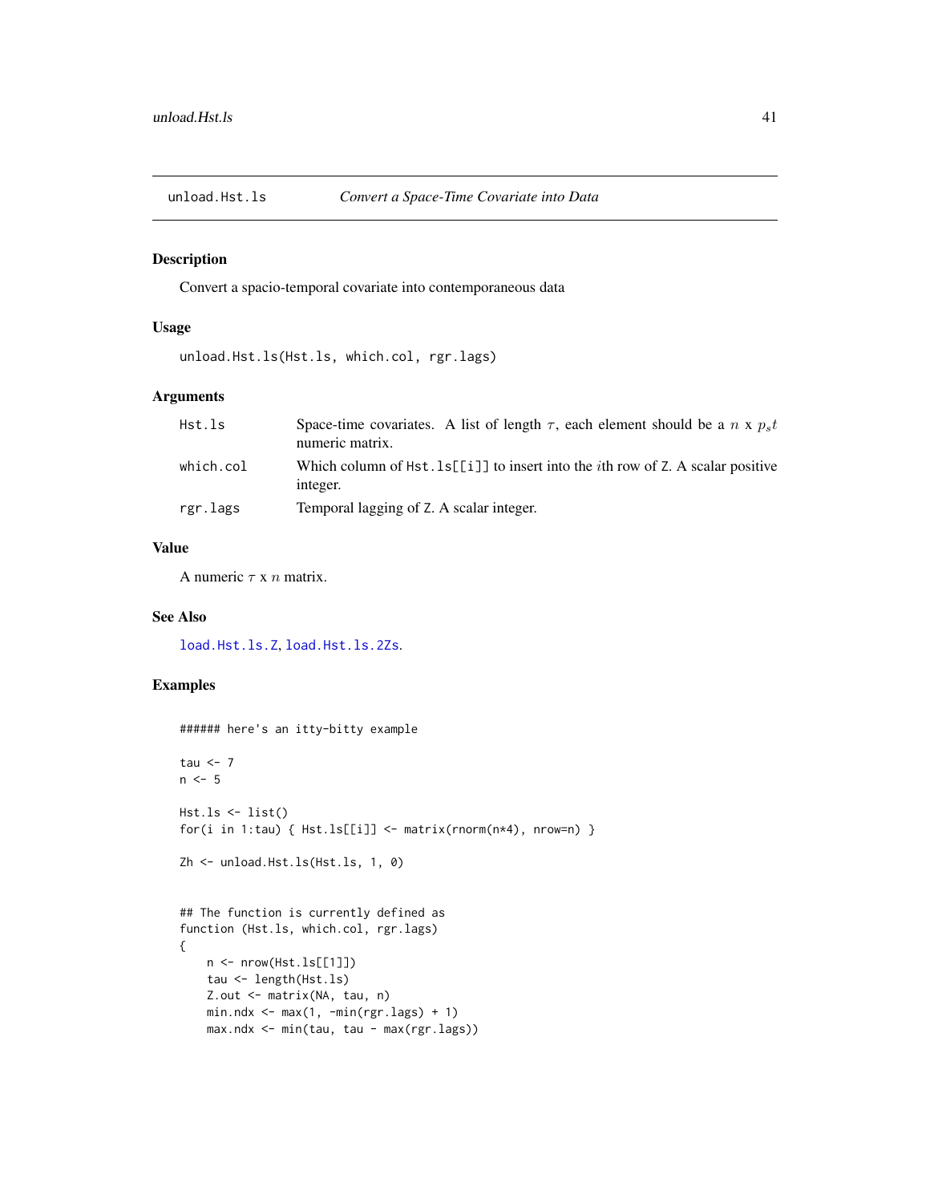unload.Hst.ls — *Convert a Space-Time Covariate into Data*

## Description

Convert a spacio-temporal covariate into contemporaneous data

## Usage

```
unload.Hst.ls(Hst.ls, which.col, rgr.lags)
```

## Arguments

| | |
|---|---|
| Hst.ls | Space-time covariates. A list of length $\tau$, each element should be a $n$ x $p_s t$ numeric matrix. |
| which.col | Which column of `Hst.ls[[i]]` to insert into the $i$th row of Z. A scalar positive integer. |
| rgr.lags | Temporal lagging of Z. A scalar integer. |

## Value

A numeric $\tau$ x $n$ matrix.

## See Also

load.Hst.ls.Z, load.Hst.ls.2Zs.

## Examples

```
###### here's an itty-bitty example

tau <- 7
n <- 5

Hst.ls <- list()
for(i in 1:tau) { Hst.ls[[i]] <- matrix(rnorm(n*4), nrow=n) }

Zh <- unload.Hst.ls(Hst.ls, 1, 0)


## The function is currently defined as
function (Hst.ls, which.col, rgr.lags)
{
    n <- nrow(Hst.ls[[1]])
    tau <- length(Hst.ls)
    Z.out <- matrix(NA, tau, n)
    min.ndx <- max(1, -min(rgr.lags) + 1)
    max.ndx <- min(tau, tau - max(rgr.lags))
```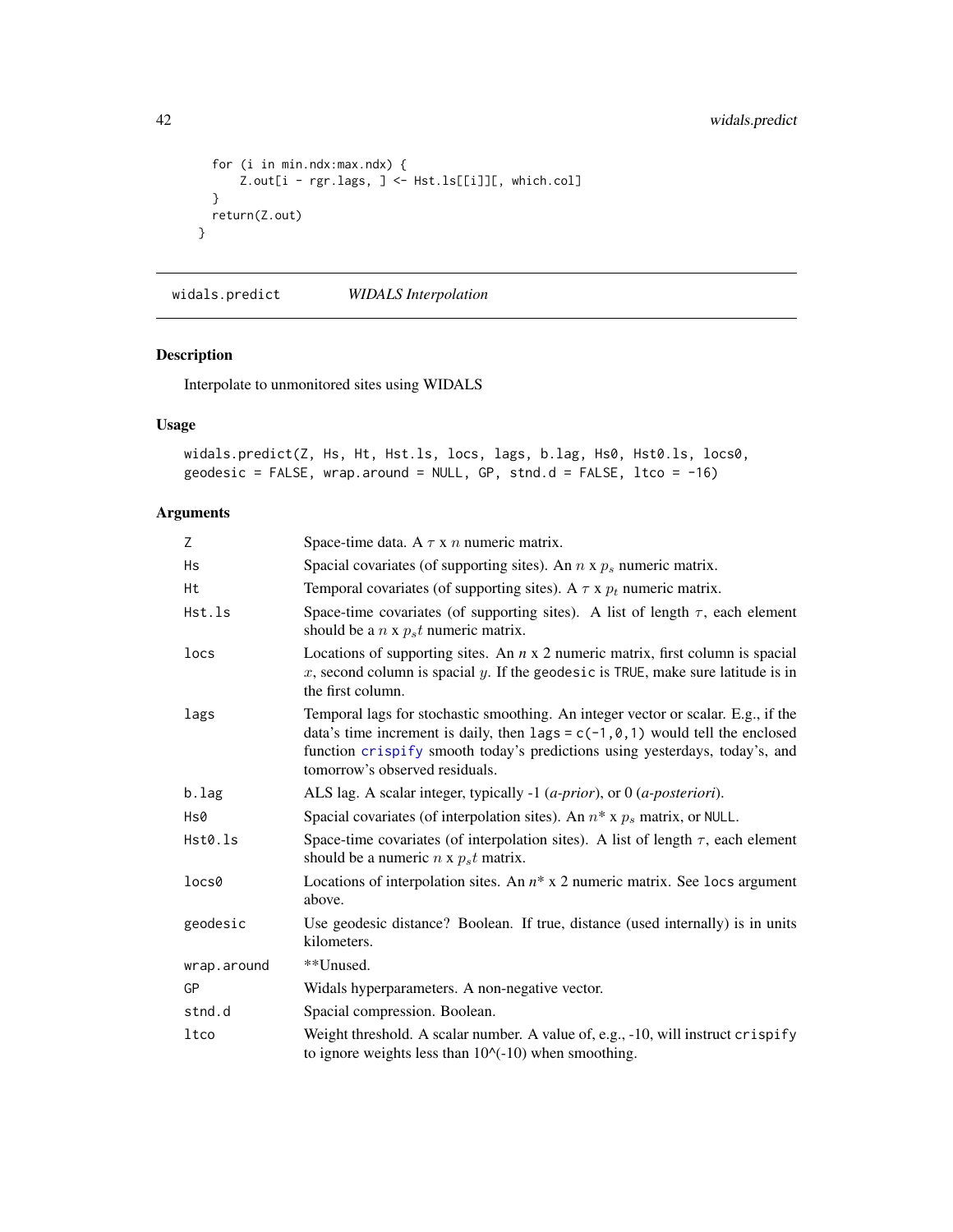```
    for (i in min.ndx:max.ndx) {
        Z.out[i - rgr.lags, ] <- Hst.ls[[i]][, which.col]
    }
    return(Z.out)
}
```

## widals.predict *WIDALS Interpolation*

### Description

Interpolate to unmonitored sites using WIDALS

### Usage

```
widals.predict(Z, Hs, Ht, Hst.ls, locs, lags, b.lag, Hs0, Hst0.ls, locs0,
geodesic = FALSE, wrap.around = NULL, GP, stnd.d = FALSE, ltco = -16)
```

### Arguments

| | |
|---|---|
| Z | Space-time data. A $\tau$ x $n$ numeric matrix. |
| Hs | Spacial covariates (of supporting sites). An $n$ x $p_s$ numeric matrix. |
| Ht | Temporal covariates (of supporting sites). A $\tau$ x $p_t$ numeric matrix. |
| Hst.ls | Space-time covariates (of supporting sites). A list of length $\tau$, each element should be a $n$ x $p_st$ numeric matrix. |
| locs | Locations of supporting sites. An *n* x 2 numeric matrix, first column is spacial $x$, second column is spacial $y$. If the geodesic is TRUE, make sure latitude is in the first column. |
| lags | Temporal lags for stochastic smoothing. An integer vector or scalar. E.g., if the data's time increment is daily, then lags = c(-1,0,1) would tell the enclosed function crispify smooth today's predictions using yesterdays, today's, and tomorrow's observed residuals. |
| b.lag | ALS lag. A scalar integer, typically -1 (*a-prior*), or 0 (*a-posteriori*). |
| Hs0 | Spacial covariates (of interpolation sites). An $n$* x $p_s$ matrix, or NULL. |
| Hst0.ls | Space-time covariates (of interpolation sites). A list of length $\tau$, each element should be a numeric $n$ x $p_st$ matrix. |
| locs0 | Locations of interpolation sites. An *n** x 2 numeric matrix. See locs argument above. |
| geodesic | Use geodesic distance? Boolean. If true, distance (used internally) is in units kilometers. |
| wrap.around | **Unused. |
| GP | Widals hyperparameters. A non-negative vector. |
| stnd.d | Spacial compression. Boolean. |
| ltco | Weight threshold. A scalar number. A value of, e.g., -10, will instruct crispify to ignore weights less than 10^(-10) when smoothing. |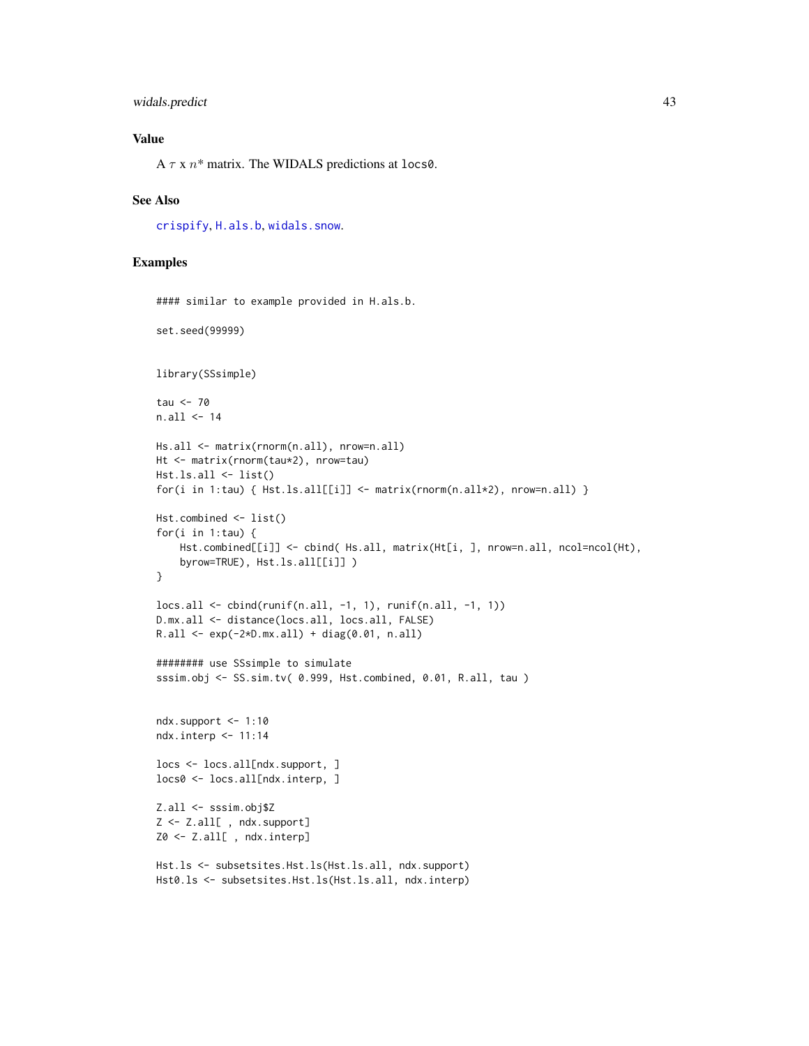## Value

A $\tau$ x $n*$ matrix. The WIDALS predictions at `locs0`.

## See Also

`crispify`, `H.als.b`, `widals.snow`.

## Examples

```
#### similar to example provided in H.als.b.

set.seed(99999)


library(SSsimple)

tau <- 70
n.all <- 14

Hs.all <- matrix(rnorm(n.all), nrow=n.all)
Ht <- matrix(rnorm(tau*2), nrow=tau)
Hst.ls.all <- list()
for(i in 1:tau) { Hst.ls.all[[i]] <- matrix(rnorm(n.all*2), nrow=n.all) }

Hst.combined <- list()
for(i in 1:tau) {
    Hst.combined[[i]] <- cbind( Hs.all, matrix(Ht[i, ], nrow=n.all, ncol=ncol(Ht),
    byrow=TRUE), Hst.ls.all[[i]] )
}

locs.all <- cbind(runif(n.all, -1, 1), runif(n.all, -1, 1))
D.mx.all <- distance(locs.all, locs.all, FALSE)
R.all <- exp(-2*D.mx.all) + diag(0.01, n.all)

######## use SSsimple to simulate
sssim.obj <- SS.sim.tv( 0.999, Hst.combined, 0.01, R.all, tau )


ndx.support <- 1:10
ndx.interp <- 11:14

locs <- locs.all[ndx.support, ]
locs0 <- locs.all[ndx.interp, ]

Z.all <- sssim.obj$Z
Z <- Z.all[ , ndx.support]
Z0 <- Z.all[ , ndx.interp]

Hst.ls <- subsetsites.Hst.ls(Hst.ls.all, ndx.support)
Hst0.ls <- subsetsites.Hst.ls(Hst.ls.all, ndx.interp)
```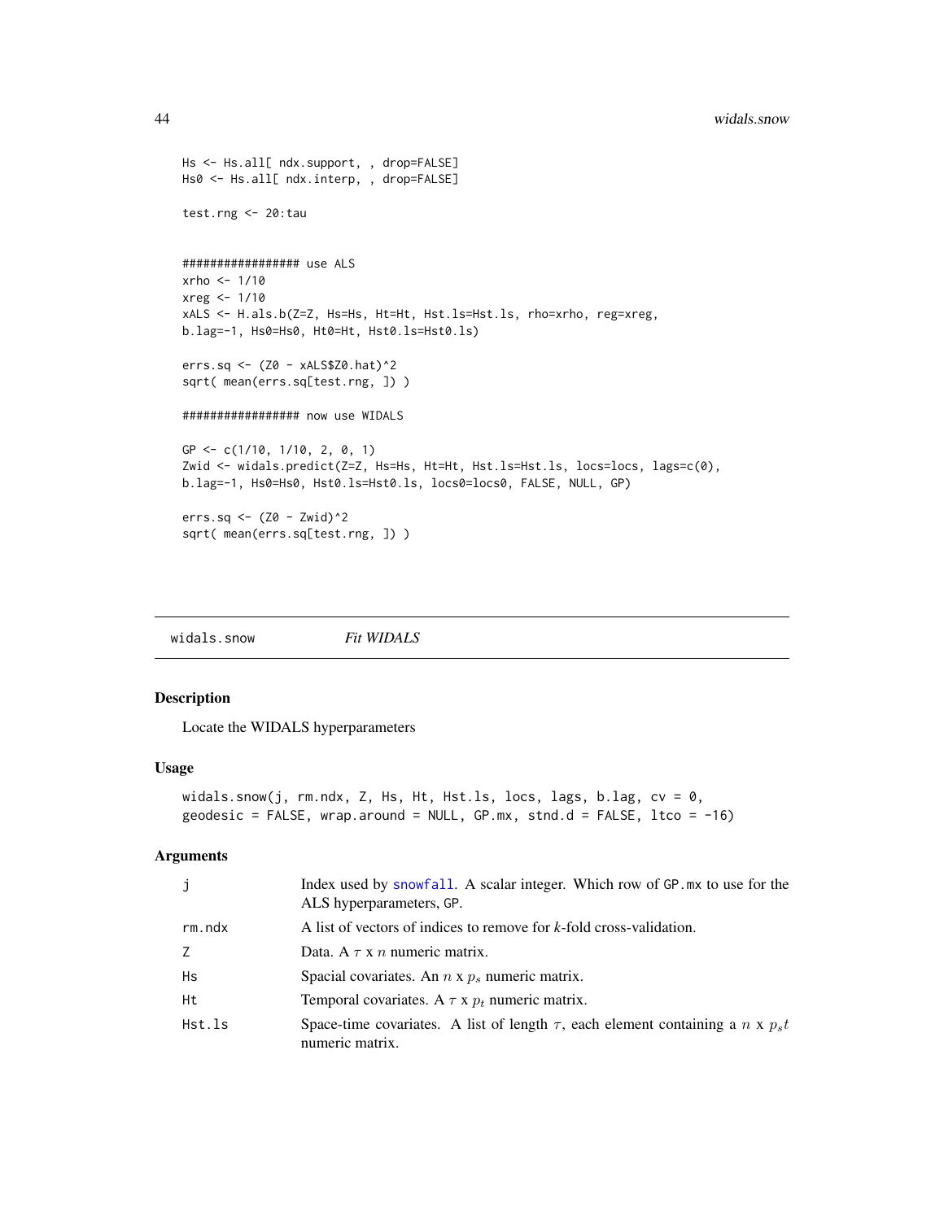```
Hs <- Hs.all[ ndx.support, , drop=FALSE]
Hs0 <- Hs.all[ ndx.interp, , drop=FALSE]

test.rng <- 20:tau


################# use ALS
xrho <- 1/10
xreg <- 1/10
xALS <- H.als.b(Z=Z, Hs=Hs, Ht=Ht, Hst.ls=Hst.ls, rho=xrho, reg=xreg,
b.lag=-1, Hs0=Hs0, Ht0=Ht, Hst0.ls=Hst0.ls)

errs.sq <- (Z0 - xALS$Z0.hat)^2
sqrt( mean(errs.sq[test.rng, ]) )

################# now use WIDALS

GP <- c(1/10, 1/10, 2, 0, 1)
Zwid <- widals.predict(Z=Z, Hs=Hs, Ht=Ht, Hst.ls=Hst.ls, locs=locs, lags=c(0),
b.lag=-1, Hs0=Hs0, Hst0.ls=Hst0.ls, locs0=locs0, FALSE, NULL, GP)

errs.sq <- (Z0 - Zwid)^2
sqrt( mean(errs.sq[test.rng, ]) )
```

## widals.snow — *Fit WIDALS*

### Description

Locate the WIDALS hyperparameters

### Usage

```
widals.snow(j, rm.ndx, Z, Hs, Ht, Hst.ls, locs, lags, b.lag, cv = 0,
geodesic = FALSE, wrap.around = NULL, GP.mx, stnd.d = FALSE, ltco = -16)
```

### Arguments

| | |
|---|---|
| j | Index used by snowfall. A scalar integer. Which row of GP.mx to use for the ALS hyperparameters, GP. |
| rm.ndx | A list of vectors of indices to remove for *k*-fold cross-validation. |
| Z | Data. A $\tau$ x $n$ numeric matrix. |
| Hs | Spacial covariates. An $n$ x $p_s$ numeric matrix. |
| Ht | Temporal covariates. A $\tau$ x $p_t$ numeric matrix. |
| Hst.ls | Space-time covariates. A list of length $\tau$, each element containing a $n$ x $p_st$ numeric matrix. |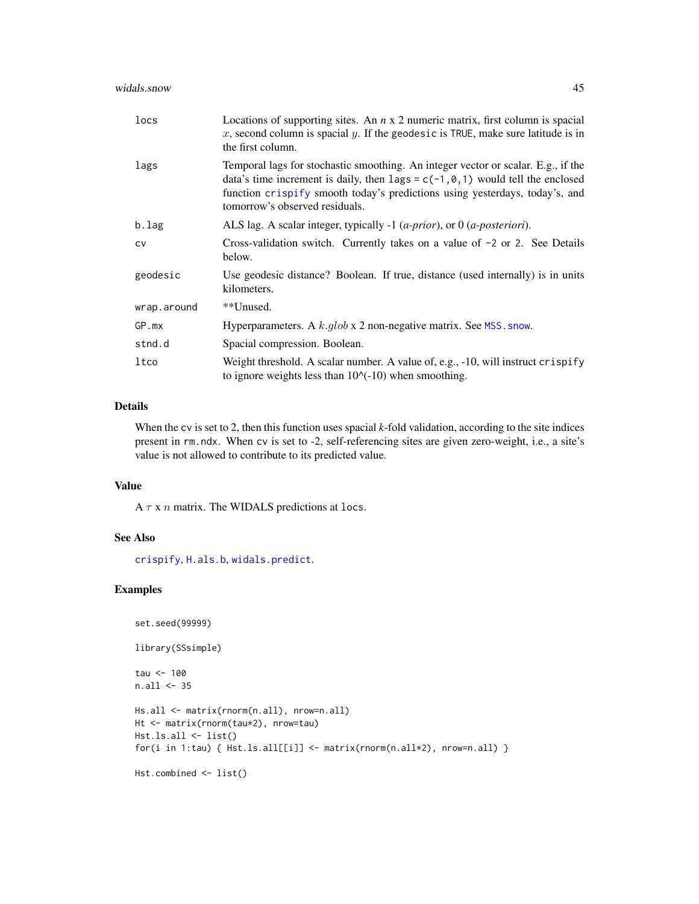| | |
|---|---|
| `locs` | Locations of supporting sites. An *n* x 2 numeric matrix, first column is spacial $x$, second column is spacial $y$. If the `geodesic` is `TRUE`, make sure latitude is in the first column. |
| `lags` | Temporal lags for stochastic smoothing. An integer vector or scalar. E.g., if the data's time increment is daily, then `lags = c(-1,0,1)` would tell the enclosed function `crispify` smooth today's predictions using yesterdays, today's, and tomorrow's observed residuals. |
| `b.lag` | ALS lag. A scalar integer, typically -1 (*a-prior*), or 0 (*a-posteriori*). |
| `cv` | Cross-validation switch. Currently takes on a value of `-2` or `2`. See Details below. |
| `geodesic` | Use geodesic distance? Boolean. If true, distance (used internally) is in units kilometers. |
| `wrap.around` | **Unused. |
| `GP.mx` | Hyperparameters. A $k.glob$ x 2 non-negative matrix. See `MSS.snow`. |
| `stnd.d` | Spacial compression. Boolean. |
| `ltco` | Weight threshold. A scalar number. A value of, e.g., -10, will instruct `crispify` to ignore weights less than 10^(-10) when smoothing. |

## Details

When the `cv` is set to 2, then this function uses spacial *k*-fold validation, according to the site indices present in `rm.ndx`. When `cv` is set to -2, self-referencing sites are given zero-weight, i.e., a site's value is not allowed to contribute to its predicted value.

## Value

A $\tau$ x $n$ matrix. The WIDALS predictions at `locs`.

## See Also

`crispify`, `H.als.b`, `widals.predict`.

## Examples

```
set.seed(99999)

library(SSsimple)

tau <- 100
n.all <- 35

Hs.all <- matrix(rnorm(n.all), nrow=n.all)
Ht <- matrix(rnorm(tau*2), nrow=tau)
Hst.ls.all <- list()
for(i in 1:tau) { Hst.ls.all[[i]] <- matrix(rnorm(n.all*2), nrow=n.all) }

Hst.combined <- list()
```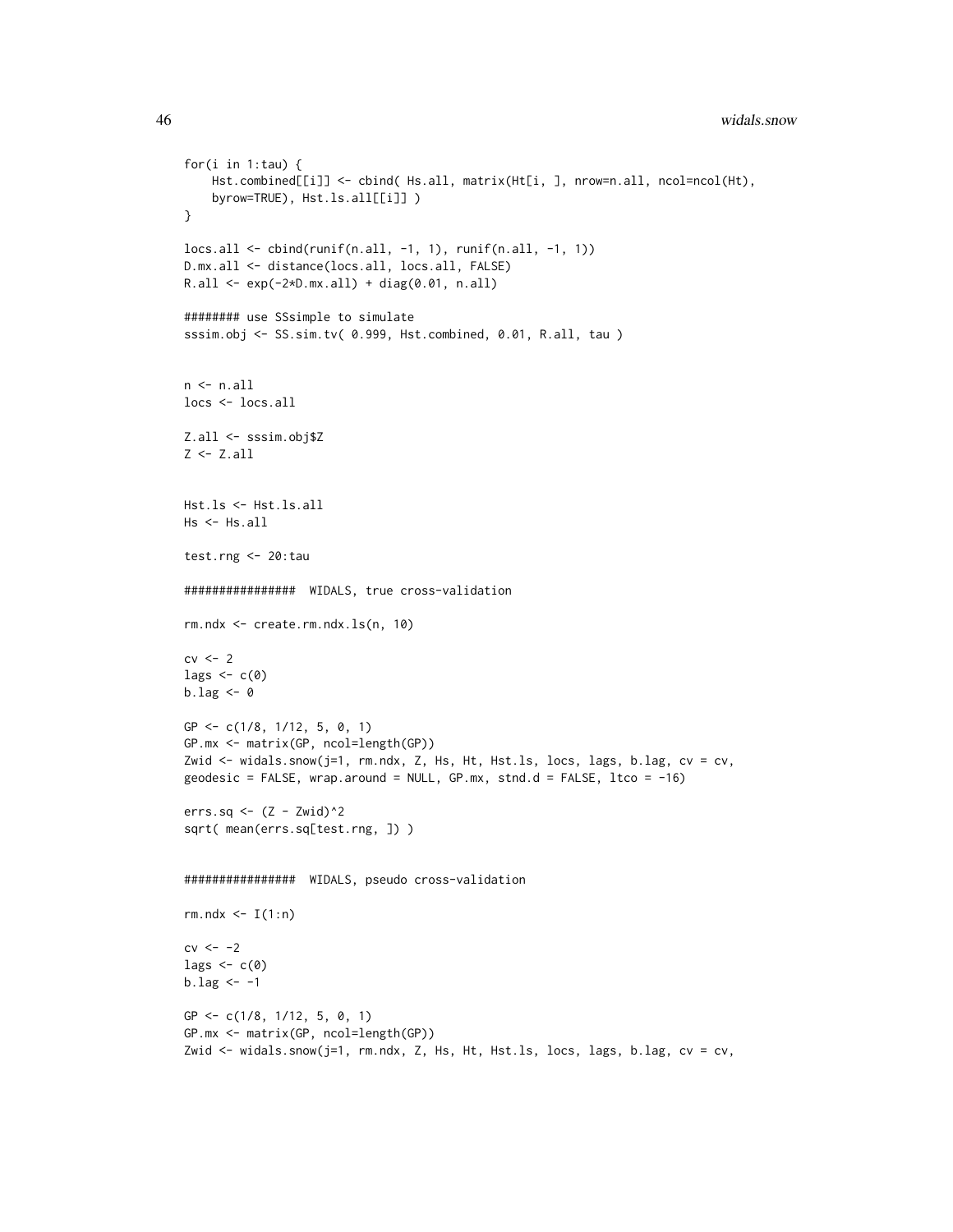```
for(i in 1:tau) {
    Hst.combined[[i]] <- cbind( Hs.all, matrix(Ht[i, ], nrow=n.all, ncol=ncol(Ht),
    byrow=TRUE), Hst.ls.all[[i]] )
}

locs.all <- cbind(runif(n.all, -1, 1), runif(n.all, -1, 1))
D.mx.all <- distance(locs.all, locs.all, FALSE)
R.all <- exp(-2*D.mx.all) + diag(0.01, n.all)

######## use SSsimple to simulate
sssim.obj <- SS.sim.tv( 0.999, Hst.combined, 0.01, R.all, tau )


n <- n.all
locs <- locs.all

Z.all <- sssim.obj$Z
Z <- Z.all


Hst.ls <- Hst.ls.all
Hs <- Hs.all

test.rng <- 20:tau

################  WIDALS, true cross-validation

rm.ndx <- create.rm.ndx.ls(n, 10)

cv <- 2
lags <- c(0)
b.lag <- 0

GP <- c(1/8, 1/12, 5, 0, 1)
GP.mx <- matrix(GP, ncol=length(GP))
Zwid <- widals.snow(j=1, rm.ndx, Z, Hs, Ht, Hst.ls, locs, lags, b.lag, cv = cv,
geodesic = FALSE, wrap.around = NULL, GP.mx, stnd.d = FALSE, ltco = -16)

errs.sq <- (Z - Zwid)^2
sqrt( mean(errs.sq[test.rng, ]) )


################  WIDALS, pseudo cross-validation

rm.ndx <- I(1:n)

cv <- -2
lags <- c(0)
b.lag <- -1

GP <- c(1/8, 1/12, 5, 0, 1)
GP.mx <- matrix(GP, ncol=length(GP))
Zwid <- widals.snow(j=1, rm.ndx, Z, Hs, Ht, Hst.ls, locs, lags, b.lag, cv = cv,
```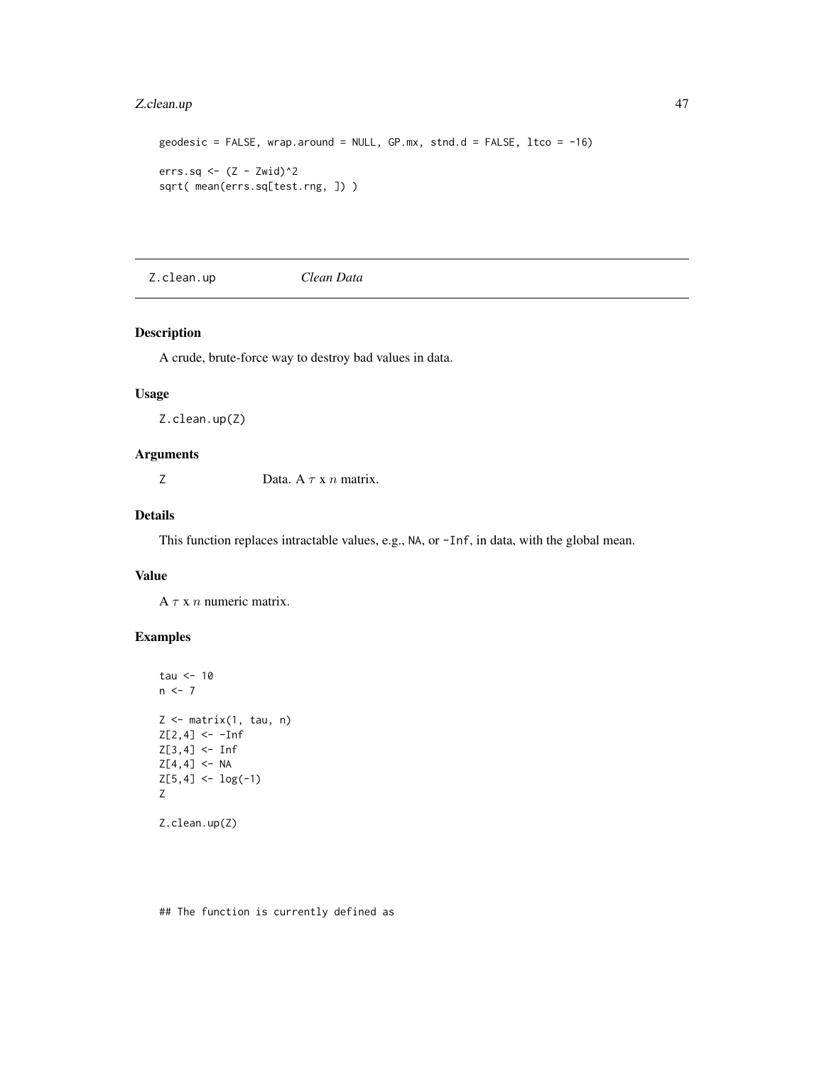```
geodesic = FALSE, wrap.around = NULL, GP.mx, stnd.d = FALSE, ltco = -16)

errs.sq <- (Z - Zwid)^2
sqrt( mean(errs.sq[test.rng, ]) )
```

---

## Z.clean.up — *Clean Data*

### Description

A crude, brute-force way to destroy bad values in data.

### Usage

```
Z.clean.up(Z)
```

### Arguments

| | |
|---|---|
| Z | Data. A $\tau$ x $n$ matrix. |

### Details

This function replaces intractable values, e.g., `NA`, or `-Inf`, in data, with the global mean.

### Value

A $\tau$ x $n$ numeric matrix.

### Examples

```
tau <- 10
n <- 7

Z <- matrix(1, tau, n)
Z[2,4] <- -Inf
Z[3,4] <- Inf
Z[4,4] <- NA
Z[5,4] <- log(-1)
Z

Z.clean.up(Z)




## The function is currently defined as
```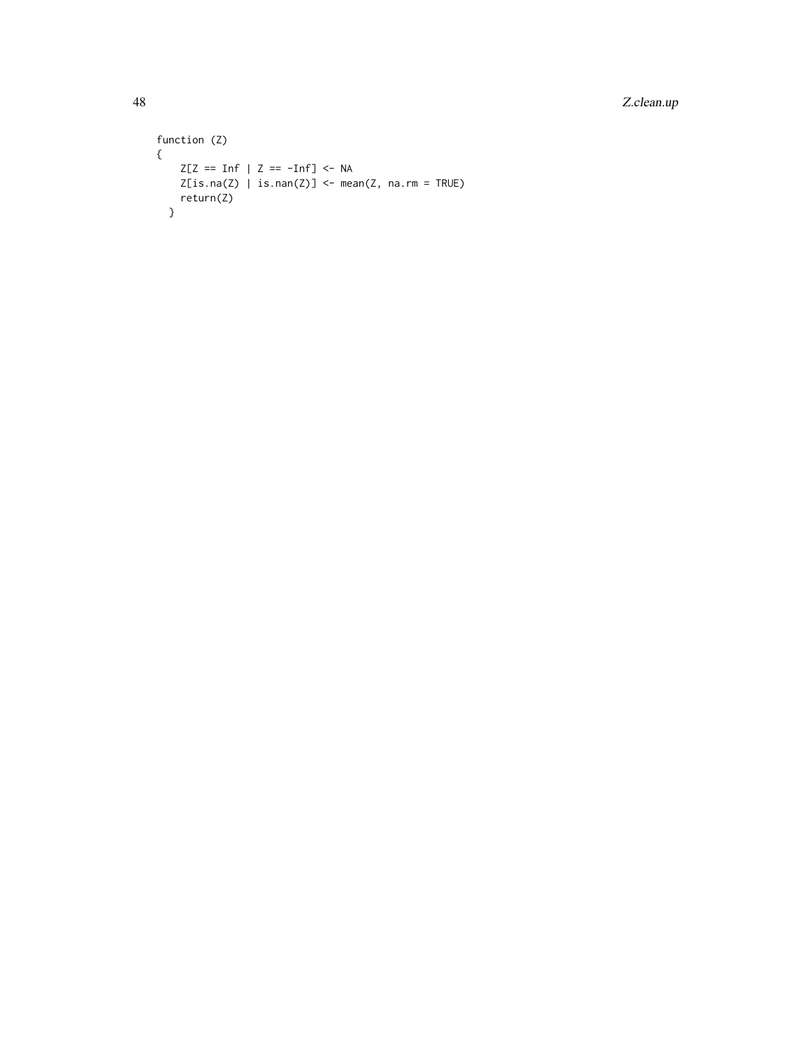```
function (Z)
{
    Z[Z == Inf | Z == -Inf] <- NA
    Z[is.na(Z) | is.nan(Z)] <- mean(Z, na.rm = TRUE)
    return(Z)
  }
```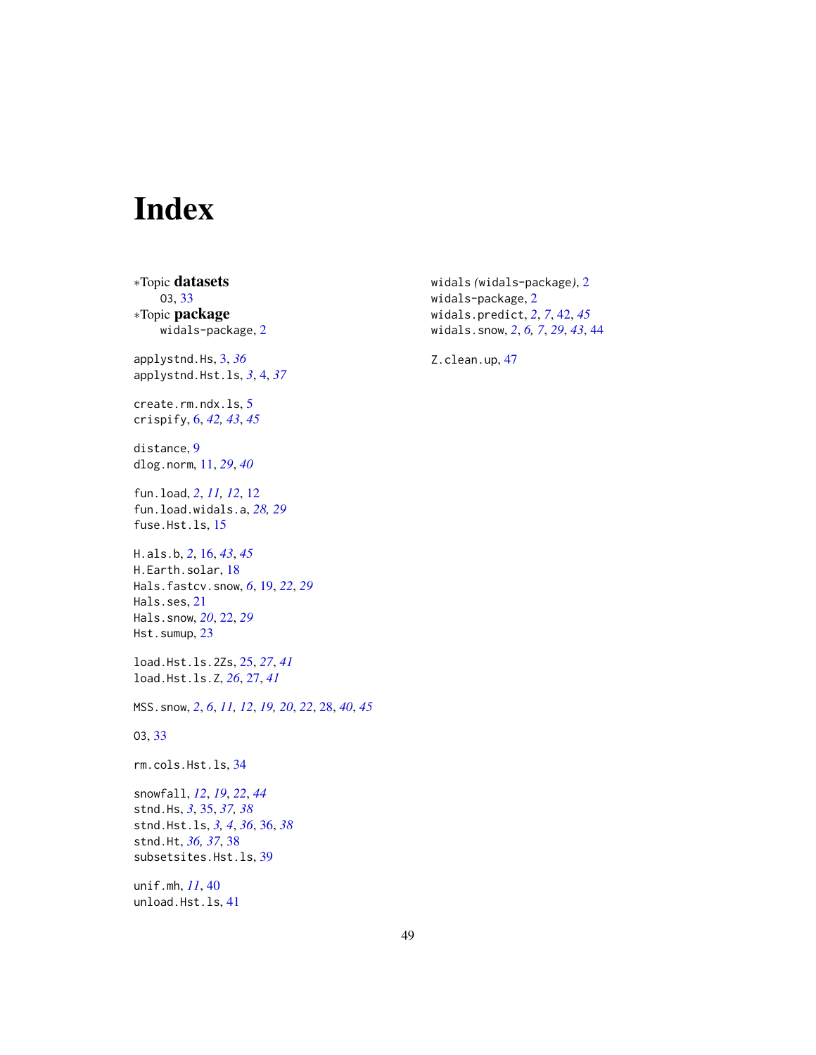# Index

∗Topic **datasets**
  O3, 33
∗Topic **package**
  widals-package, 2

applystnd.Hs, 3, *36*
applystnd.Hst.ls, *3*, 4, *37*

create.rm.ndx.ls, 5
crispify, 6, *42, 43*, *45*

distance, 9
dlog.norm, 11, *29*, *40*

fun.load, *2*, *11, 12*, 12
fun.load.widals.a, *28, 29*
fuse.Hst.ls, 15

H.als.b, *2*, 16, *43*, *45*
H.Earth.solar, 18
Hals.fastcv.snow, *6*, 19, *22*, *29*
Hals.ses, 21
Hals.snow, *20*, 22, *29*
Hst.sumup, 23

load.Hst.ls.2Zs, 25, *27*, *41*
load.Hst.ls.Z, *26*, 27, *41*

MSS.snow, *2*, *6*, *11, 12*, *19, 20*, *22*, 28, *40*, *45*

O3, 33

rm.cols.Hst.ls, 34

snowfall, *12*, *19*, *22*, *44*
stnd.Hs, *3*, 35, *37, 38*
stnd.Hst.ls, *3, 4*, *36*, 36, *38*
stnd.Ht, *36, 37*, 38
subsetsites.Hst.ls, 39

unif.mh, *11*, 40
unload.Hst.ls, 41

widals (widals-package), 2
widals-package, 2
widals.predict, *2*, *7*, 42, *45*
widals.snow, *2*, *6, 7*, *29*, *43*, 44

Z.clean.up, 47